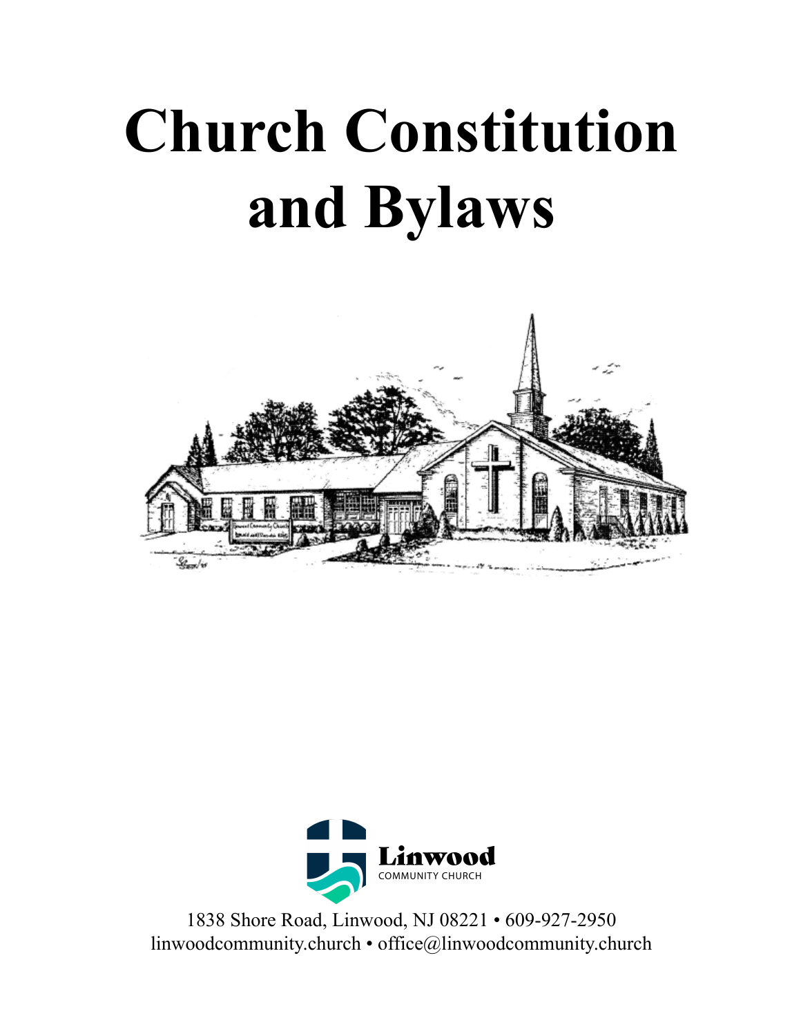# Church Constitution and Bylaws

Linwood
COMMUNITY CHURCH

1838 Shore Road, Linwood, NJ 08221 • 609-927-2950
linwoodcommunity.church • office@linwoodcommunity.church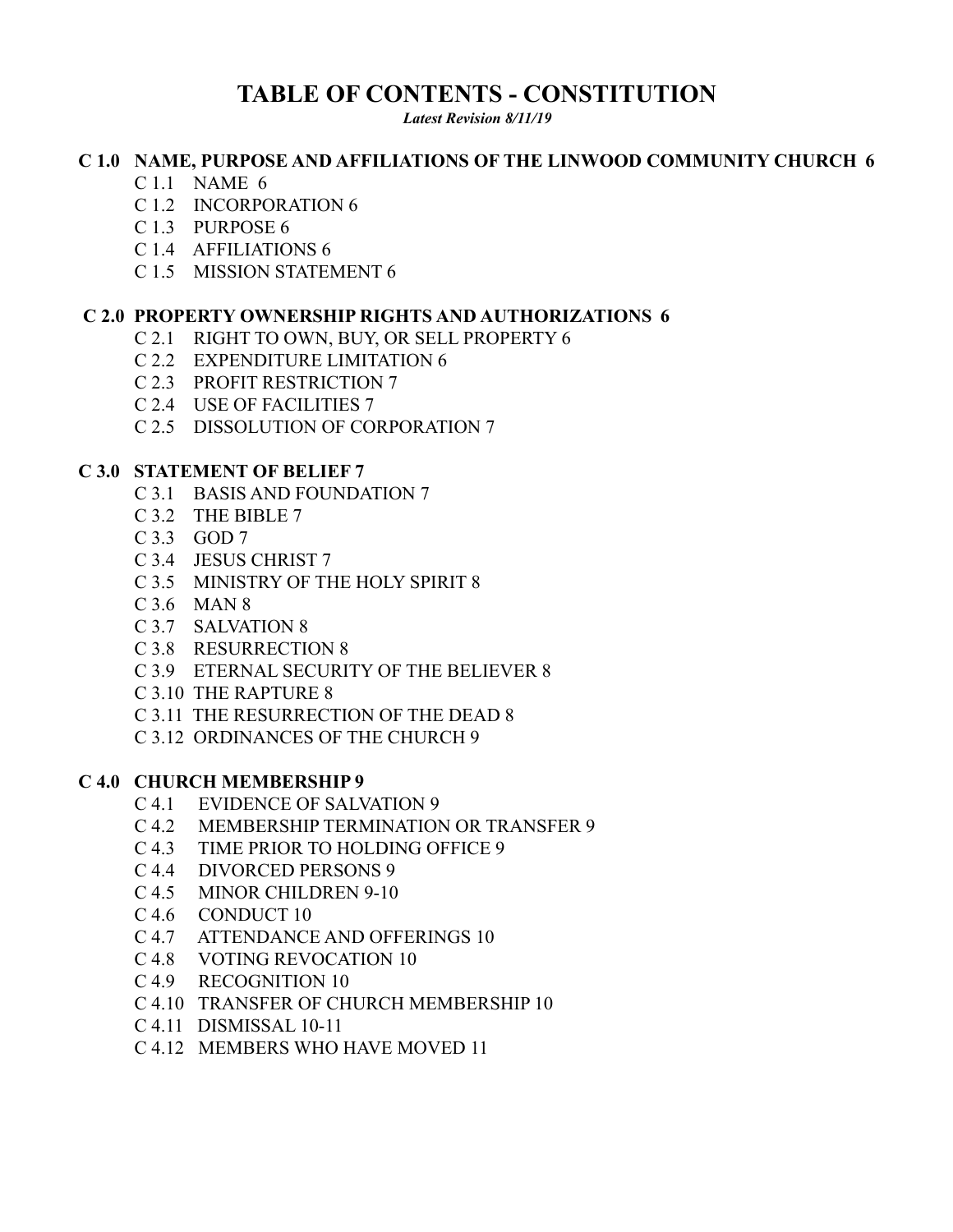# TABLE OF CONTENTS - CONSTITUTION

***Latest Revision 8/11/19***

**C 1.0 NAME, PURPOSE AND AFFILIATIONS OF THE LINWOOD COMMUNITY CHURCH 6**

- C 1.1 NAME 6
- C 1.2 INCORPORATION 6
- C 1.3 PURPOSE 6
- C 1.4 AFFILIATIONS 6
- C 1.5 MISSION STATEMENT 6

**C 2.0 PROPERTY OWNERSHIP RIGHTS AND AUTHORIZATIONS 6**

- C 2.1 RIGHT TO OWN, BUY, OR SELL PROPERTY 6
- C 2.2 EXPENDITURE LIMITATION 6
- C 2.3 PROFIT RESTRICTION 7
- C 2.4 USE OF FACILITIES 7
- C 2.5 DISSOLUTION OF CORPORATION 7

**C 3.0 STATEMENT OF BELIEF 7**

- C 3.1 BASIS AND FOUNDATION 7
- C 3.2 THE BIBLE 7
- C 3.3 GOD 7
- C 3.4 JESUS CHRIST 7
- C 3.5 MINISTRY OF THE HOLY SPIRIT 8
- C 3.6 MAN 8
- C 3.7 SALVATION 8
- C 3.8 RESURRECTION 8
- C 3.9 ETERNAL SECURITY OF THE BELIEVER 8
- C 3.10 THE RAPTURE 8
- C 3.11 THE RESURRECTION OF THE DEAD 8
- C 3.12 ORDINANCES OF THE CHURCH 9

**C 4.0 CHURCH MEMBERSHIP 9**

- C 4.1 EVIDENCE OF SALVATION 9
- C 4.2 MEMBERSHIP TERMINATION OR TRANSFER 9
- C 4.3 TIME PRIOR TO HOLDING OFFICE 9
- C 4.4 DIVORCED PERSONS 9
- C 4.5 MINOR CHILDREN 9-10
- C 4.6 CONDUCT 10
- C 4.7 ATTENDANCE AND OFFERINGS 10
- C 4.8 VOTING REVOCATION 10
- C 4.9 RECOGNITION 10
- C 4.10 TRANSFER OF CHURCH MEMBERSHIP 10
- C 4.11 DISMISSAL 10-11
- C 4.12 MEMBERS WHO HAVE MOVED 11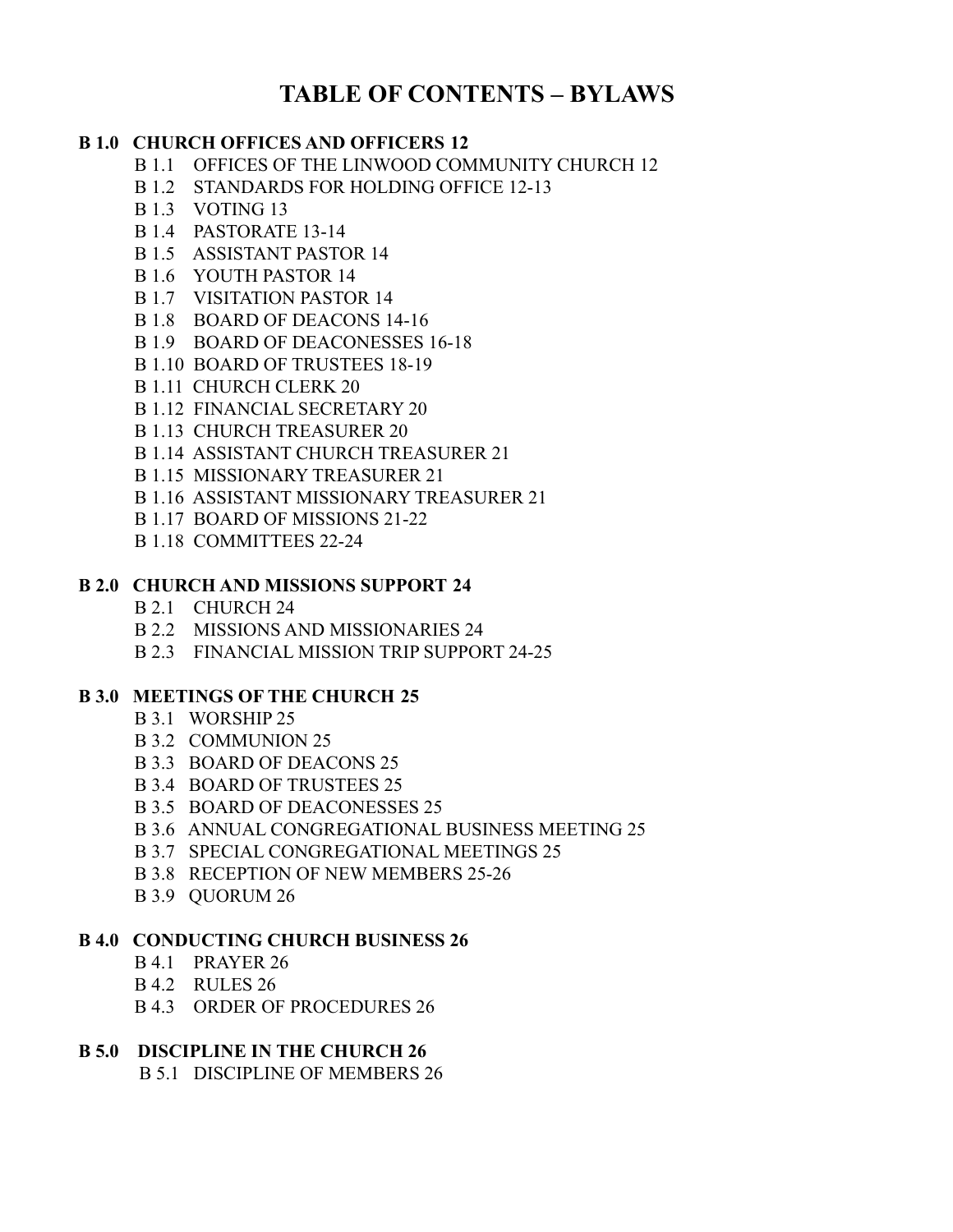# TABLE OF CONTENTS – BYLAWS

**B 1.0 CHURCH OFFICES AND OFFICERS 12**

- B 1.1 OFFICES OF THE LINWOOD COMMUNITY CHURCH 12
- B 1.2 STANDARDS FOR HOLDING OFFICE 12-13
- B 1.3 VOTING 13
- B 1.4 PASTORATE 13-14
- B 1.5 ASSISTANT PASTOR 14
- B 1.6 YOUTH PASTOR 14
- B 1.7 VISITATION PASTOR 14
- B 1.8 BOARD OF DEACONS 14-16
- B 1.9 BOARD OF DEACONESSES 16-18
- B 1.10 BOARD OF TRUSTEES 18-19
- B 1.11 CHURCH CLERK 20
- B 1.12 FINANCIAL SECRETARY 20
- B 1.13 CHURCH TREASURER 20
- B 1.14 ASSISTANT CHURCH TREASURER 21
- B 1.15 MISSIONARY TREASURER 21
- B 1.16 ASSISTANT MISSIONARY TREASURER 21
- B 1.17 BOARD OF MISSIONS 21-22
- B 1.18 COMMITTEES 22-24

**B 2.0 CHURCH AND MISSIONS SUPPORT 24**

- B 2.1 CHURCH 24
- B 2.2 MISSIONS AND MISSIONARIES 24
- B 2.3 FINANCIAL MISSION TRIP SUPPORT 24-25

**B 3.0 MEETINGS OF THE CHURCH 25**

- B 3.1 WORSHIP 25
- B 3.2 COMMUNION 25
- B 3.3 BOARD OF DEACONS 25
- B 3.4 BOARD OF TRUSTEES 25
- B 3.5 BOARD OF DEACONESSES 25
- B 3.6 ANNUAL CONGREGATIONAL BUSINESS MEETING 25
- B 3.7 SPECIAL CONGREGATIONAL MEETINGS 25
- B 3.8 RECEPTION OF NEW MEMBERS 25-26
- B 3.9 QUORUM 26

**B 4.0 CONDUCTING CHURCH BUSINESS 26**

- B 4.1 PRAYER 26
- B 4.2 RULES 26
- B 4.3 ORDER OF PROCEDURES 26

**B 5.0 DISCIPLINE IN THE CHURCH 26**

- B 5.1 DISCIPLINE OF MEMBERS 26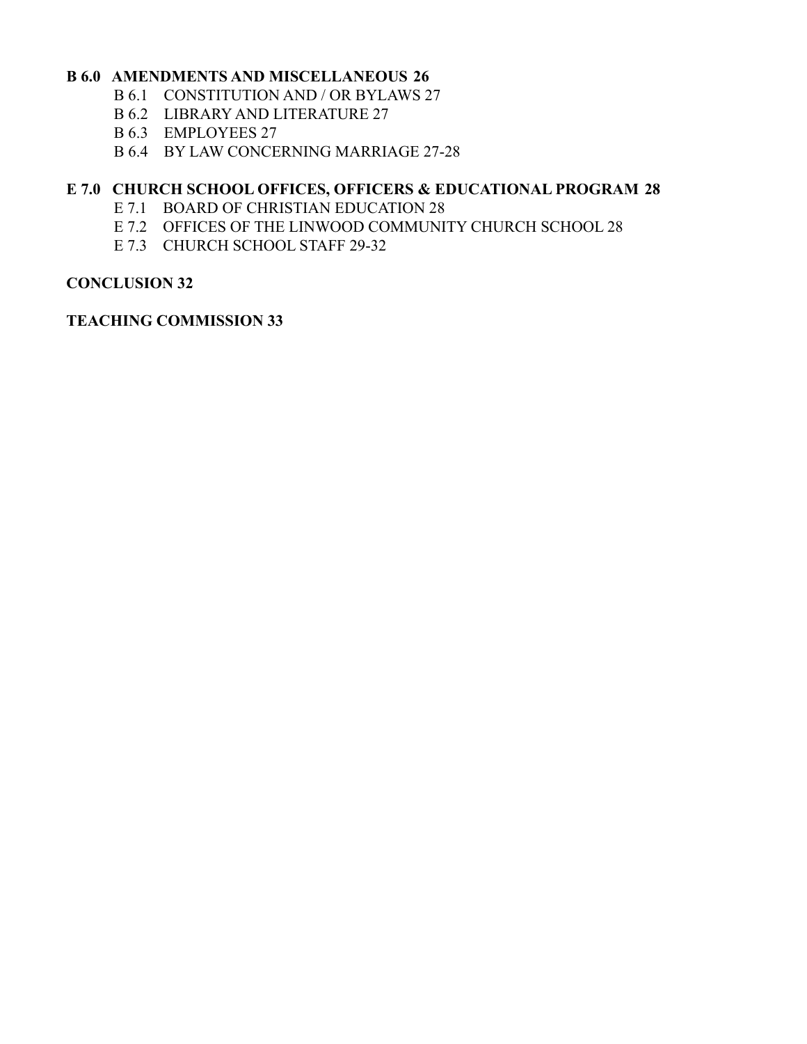**B 6.0 AMENDMENTS AND MISCELLANEOUS 26**

- B 6.1 CONSTITUTION AND / OR BYLAWS 27
- B 6.2 LIBRARY AND LITERATURE 27
- B 6.3 EMPLOYEES 27
- B 6.4 BY LAW CONCERNING MARRIAGE 27-28

**E 7.0 CHURCH SCHOOL OFFICES, OFFICERS & EDUCATIONAL PROGRAM 28**

- E 7.1 BOARD OF CHRISTIAN EDUCATION 28
- E 7.2 OFFICES OF THE LINWOOD COMMUNITY CHURCH SCHOOL 28
- E 7.3 CHURCH SCHOOL STAFF 29-32

**CONCLUSION 32**

**TEACHING COMMISSION 33**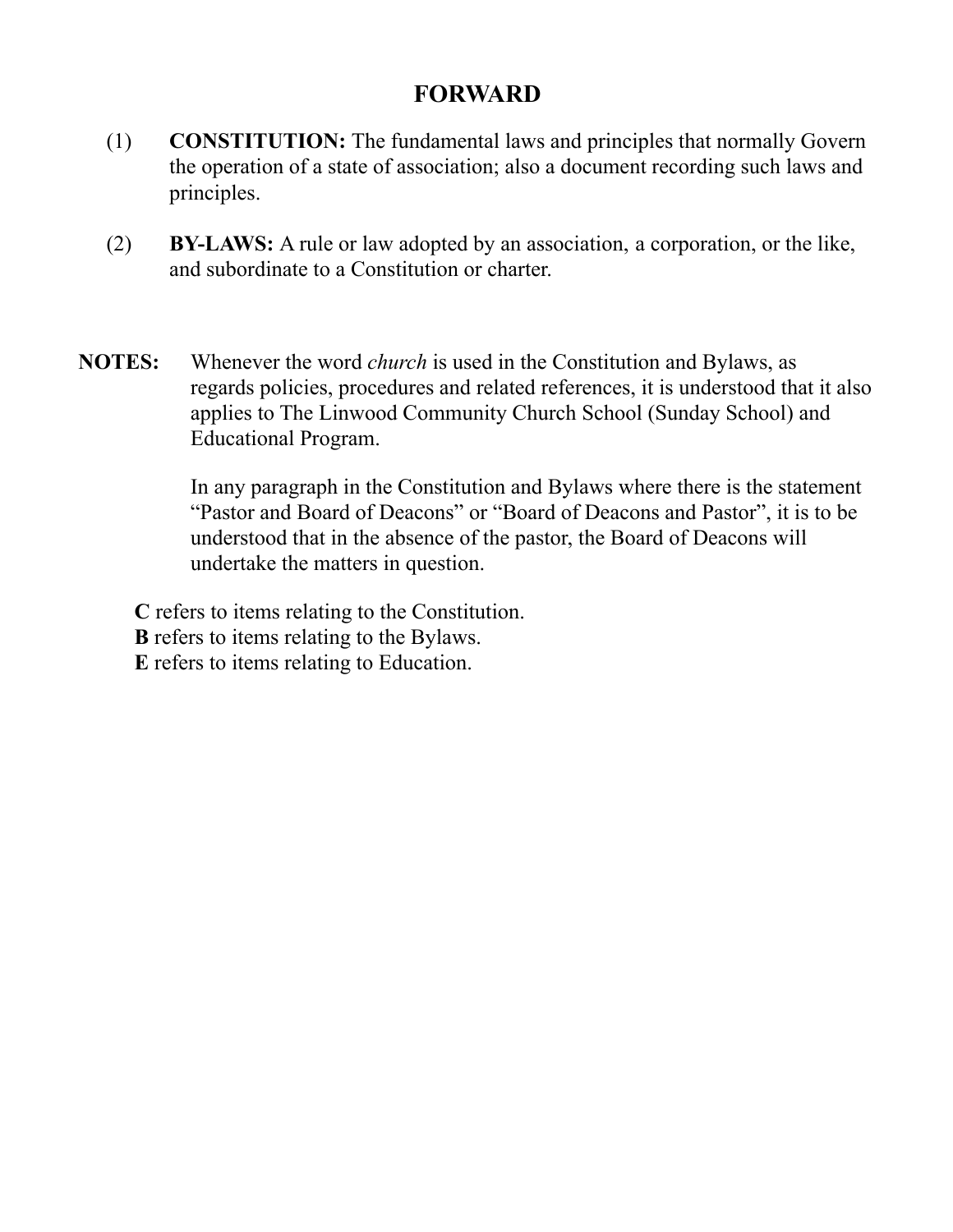# FORWARD

(1) **CONSTITUTION:** The fundamental laws and principles that normally Govern the operation of a state of association; also a document recording such laws and principles.

(2) **BY-LAWS:** A rule or law adopted by an association, a corporation, or the like, and subordinate to a Constitution or charter.

**NOTES:** Whenever the word *church* is used in the Constitution and Bylaws, as regards policies, procedures and related references, it is understood that it also applies to The Linwood Community Church School (Sunday School) and Educational Program.

In any paragraph in the Constitution and Bylaws where there is the statement "Pastor and Board of Deacons" or "Board of Deacons and Pastor", it is to be understood that in the absence of the pastor, the Board of Deacons will undertake the matters in question.

**C** refers to items relating to the Constitution.
**B** refers to items relating to the Bylaws.
**E** refers to items relating to Education.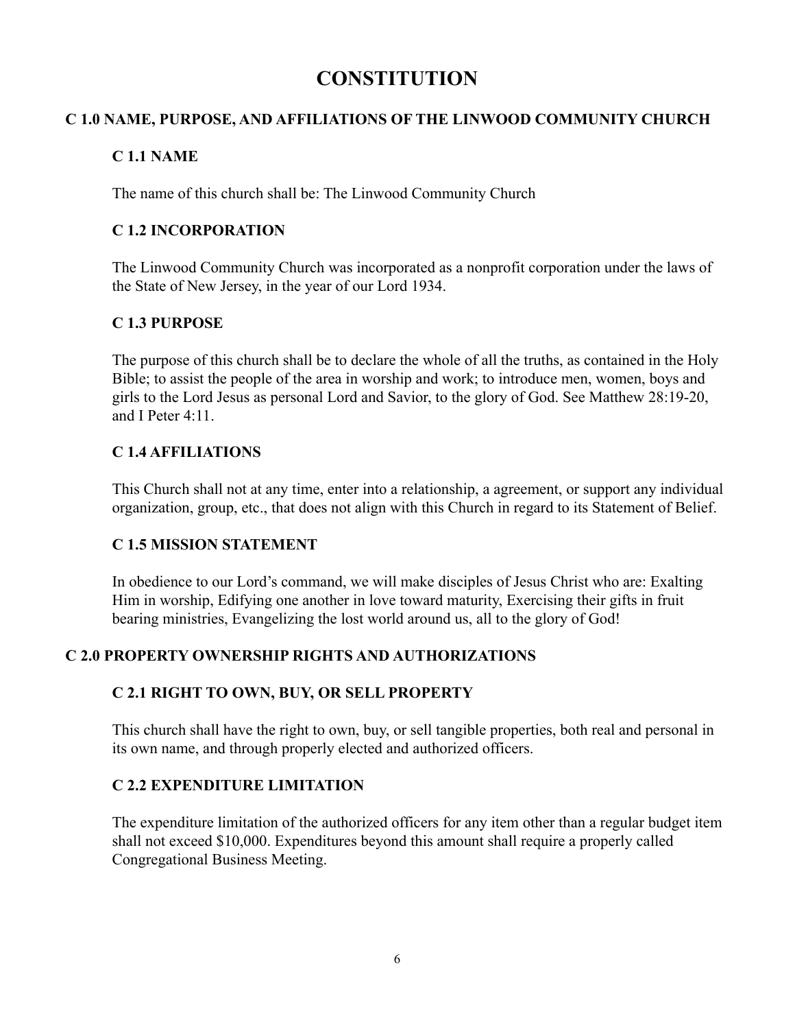# CONSTITUTION

## C 1.0 NAME, PURPOSE, AND AFFILIATIONS OF THE LINWOOD COMMUNITY CHURCH

### C 1.1 NAME

The name of this church shall be: The Linwood Community Church

### C 1.2 INCORPORATION

The Linwood Community Church was incorporated as a nonprofit corporation under the laws of the State of New Jersey, in the year of our Lord 1934.

### C 1.3 PURPOSE

The purpose of this church shall be to declare the whole of all the truths, as contained in the Holy Bible; to assist the people of the area in worship and work; to introduce men, women, boys and girls to the Lord Jesus as personal Lord and Savior, to the glory of God. See Matthew 28:19-20, and I Peter 4:11.

### C 1.4 AFFILIATIONS

This Church shall not at any time, enter into a relationship, a agreement, or support any individual organization, group, etc., that does not align with this Church in regard to its Statement of Belief.

### C 1.5 MISSION STATEMENT

In obedience to our Lord's command, we will make disciples of Jesus Christ who are: Exalting Him in worship, Edifying one another in love toward maturity, Exercising their gifts in fruit bearing ministries, Evangelizing the lost world around us, all to the glory of God!

## C 2.0 PROPERTY OWNERSHIP RIGHTS AND AUTHORIZATIONS

### C 2.1 RIGHT TO OWN, BUY, OR SELL PROPERTY

This church shall have the right to own, buy, or sell tangible properties, both real and personal in its own name, and through properly elected and authorized officers.

### C 2.2 EXPENDITURE LIMITATION

The expenditure limitation of the authorized officers for any item other than a regular budget item shall not exceed $10,000. Expenditures beyond this amount shall require a properly called Congregational Business Meeting.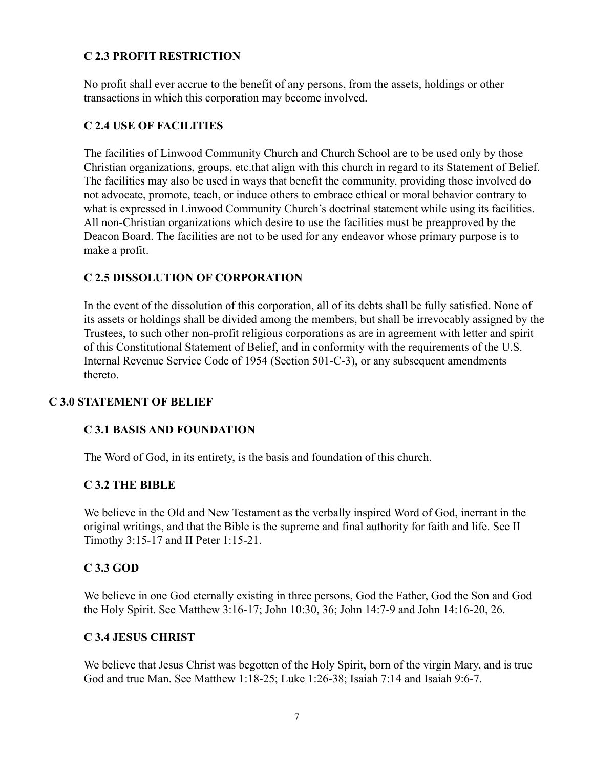### C 2.3 PROFIT RESTRICTION

No profit shall ever accrue to the benefit of any persons, from the assets, holdings or other transactions in which this corporation may become involved.

### C 2.4 USE OF FACILITIES

The facilities of Linwood Community Church and Church School are to be used only by those Christian organizations, groups, etc.that align with this church in regard to its Statement of Belief. The facilities may also be used in ways that benefit the community, providing those involved do not advocate, promote, teach, or induce others to embrace ethical or moral behavior contrary to what is expressed in Linwood Community Church's doctrinal statement while using its facilities. All non-Christian organizations which desire to use the facilities must be preapproved by the Deacon Board. The facilities are not to be used for any endeavor whose primary purpose is to make a profit.

### C 2.5 DISSOLUTION OF CORPORATION

In the event of the dissolution of this corporation, all of its debts shall be fully satisfied. None of its assets or holdings shall be divided among the members, but shall be irrevocably assigned by the Trustees, to such other non-profit religious corporations as are in agreement with letter and spirit of this Constitutional Statement of Belief, and in conformity with the requirements of the U.S. Internal Revenue Service Code of 1954 (Section 501-C-3), or any subsequent amendments thereto.

## C 3.0 STATEMENT OF BELIEF

### C 3.1 BASIS AND FOUNDATION

The Word of God, in its entirety, is the basis and foundation of this church.

### C 3.2 THE BIBLE

We believe in the Old and New Testament as the verbally inspired Word of God, inerrant in the original writings, and that the Bible is the supreme and final authority for faith and life. See II Timothy 3:15-17 and II Peter 1:15-21.

### C 3.3 GOD

We believe in one God eternally existing in three persons, God the Father, God the Son and God the Holy Spirit. See Matthew 3:16-17; John 10:30, 36; John 14:7-9 and John 14:16-20, 26.

### C 3.4 JESUS CHRIST

We believe that Jesus Christ was begotten of the Holy Spirit, born of the virgin Mary, and is true God and true Man. See Matthew 1:18-25; Luke 1:26-38; Isaiah 7:14 and Isaiah 9:6-7.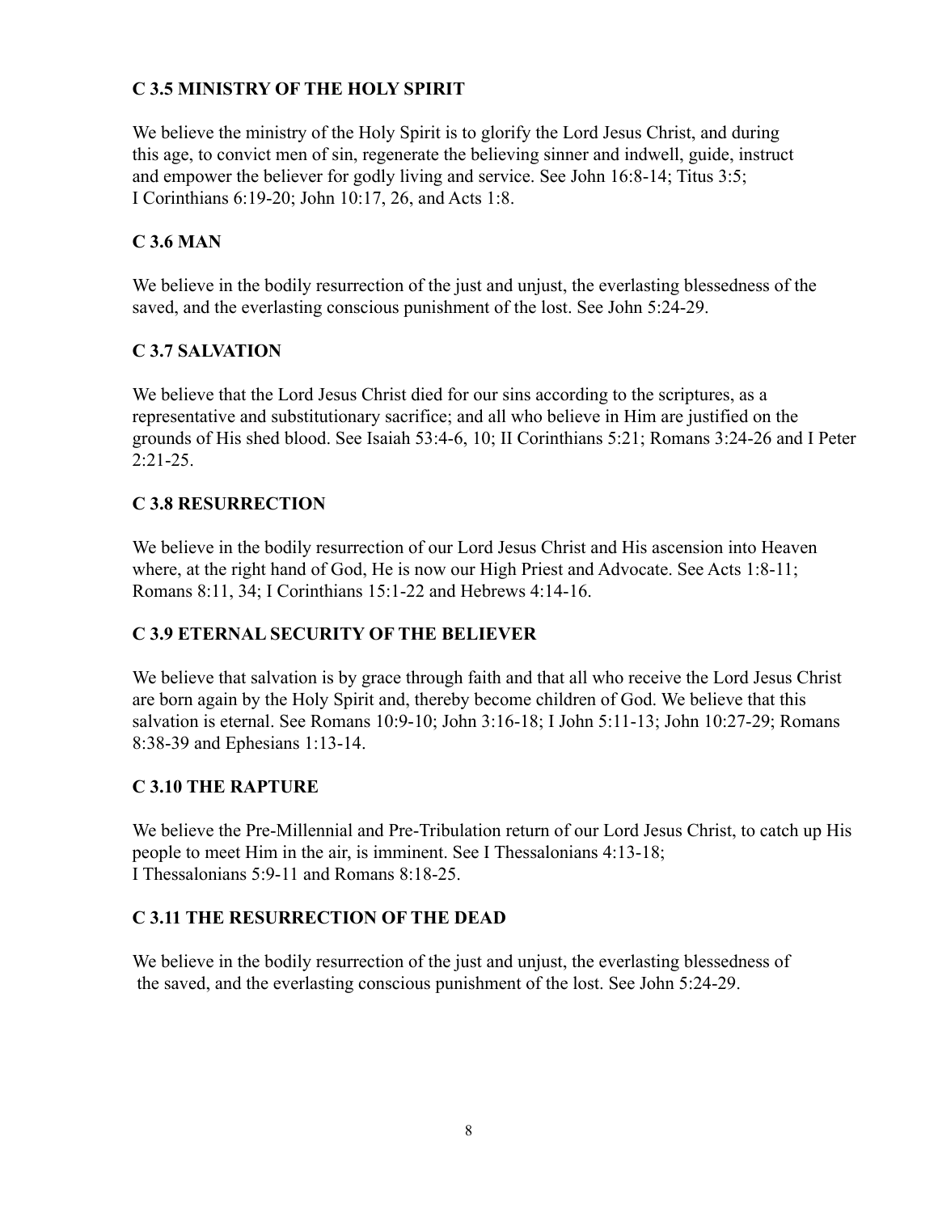### C 3.5 MINISTRY OF THE HOLY SPIRIT

We believe the ministry of the Holy Spirit is to glorify the Lord Jesus Christ, and during this age, to convict men of sin, regenerate the believing sinner and indwell, guide, instruct and empower the believer for godly living and service. See John 16:8-14; Titus 3:5; I Corinthians 6:19-20; John 10:17, 26, and Acts 1:8.

### C 3.6 MAN

We believe in the bodily resurrection of the just and unjust, the everlasting blessedness of the saved, and the everlasting conscious punishment of the lost. See John 5:24-29.

### C 3.7 SALVATION

We believe that the Lord Jesus Christ died for our sins according to the scriptures, as a representative and substitutionary sacrifice; and all who believe in Him are justified on the grounds of His shed blood. See Isaiah 53:4-6, 10; II Corinthians 5:21; Romans 3:24-26 and I Peter 2:21-25.

### C 3.8 RESURRECTION

We believe in the bodily resurrection of our Lord Jesus Christ and His ascension into Heaven where, at the right hand of God, He is now our High Priest and Advocate. See Acts 1:8-11; Romans 8:11, 34; I Corinthians 15:1-22 and Hebrews 4:14-16.

### C 3.9 ETERNAL SECURITY OF THE BELIEVER

We believe that salvation is by grace through faith and that all who receive the Lord Jesus Christ are born again by the Holy Spirit and, thereby become children of God. We believe that this salvation is eternal. See Romans 10:9-10; John 3:16-18; I John 5:11-13; John 10:27-29; Romans 8:38-39 and Ephesians 1:13-14.

### C 3.10 THE RAPTURE

We believe the Pre-Millennial and Pre-Tribulation return of our Lord Jesus Christ, to catch up His people to meet Him in the air, is imminent. See I Thessalonians 4:13-18; I Thessalonians 5:9-11 and Romans 8:18-25.

### C 3.11 THE RESURRECTION OF THE DEAD

We believe in the bodily resurrection of the just and unjust, the everlasting blessedness of the saved, and the everlasting conscious punishment of the lost. See John 5:24-29.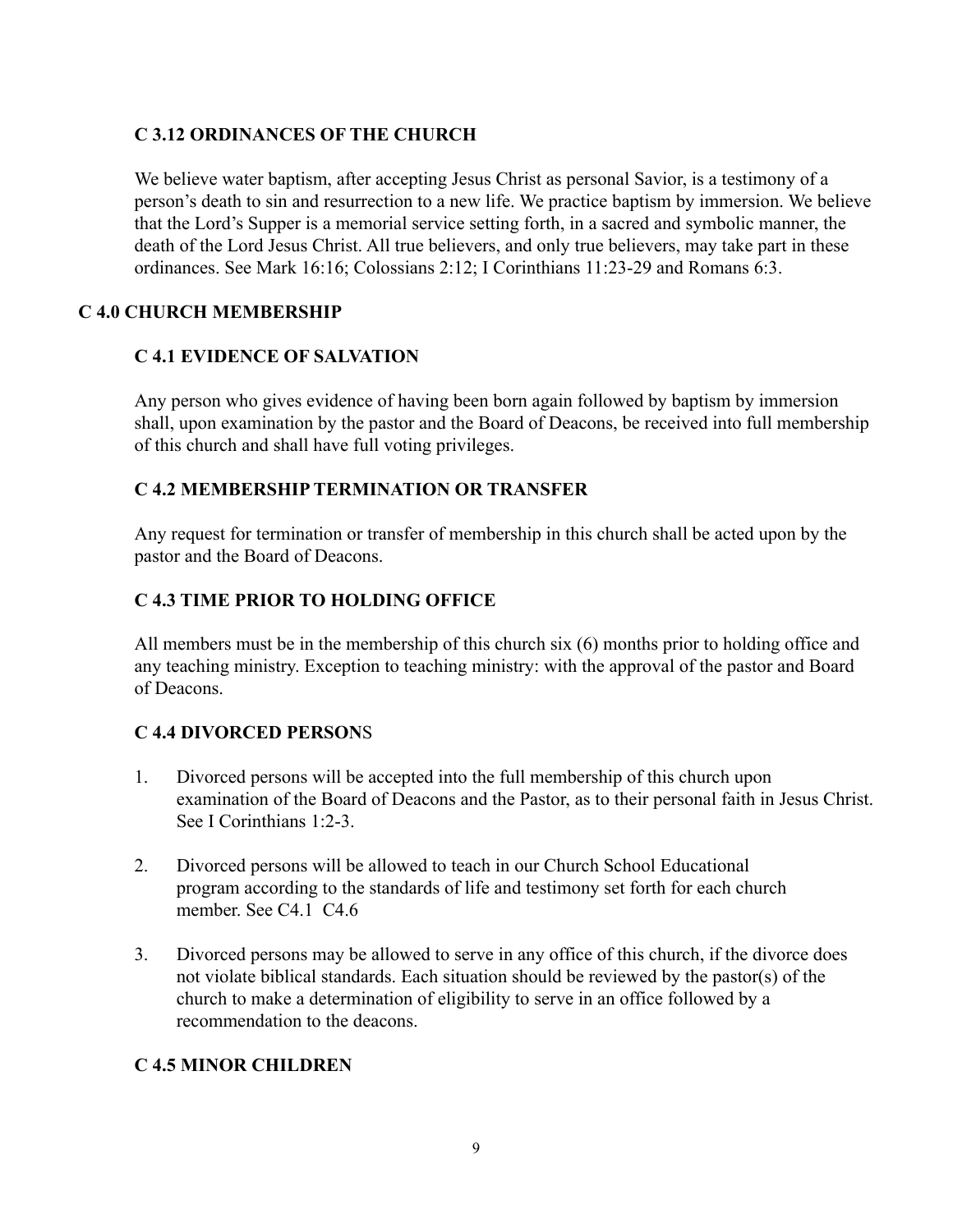### C 3.12 ORDINANCES OF THE CHURCH

We believe water baptism, after accepting Jesus Christ as personal Savior, is a testimony of a person's death to sin and resurrection to a new life. We practice baptism by immersion. We believe that the Lord's Supper is a memorial service setting forth, in a sacred and symbolic manner, the death of the Lord Jesus Christ. All true believers, and only true believers, may take part in these ordinances. See Mark 16:16; Colossians 2:12; I Corinthians 11:23-29 and Romans 6:3.

## C 4.0 CHURCH MEMBERSHIP

### C 4.1 EVIDENCE OF SALVATION

Any person who gives evidence of having been born again followed by baptism by immersion shall, upon examination by the pastor and the Board of Deacons, be received into full membership of this church and shall have full voting privileges.

### C 4.2 MEMBERSHIP TERMINATION OR TRANSFER

Any request for termination or transfer of membership in this church shall be acted upon by the pastor and the Board of Deacons.

### C 4.3 TIME PRIOR TO HOLDING OFFICE

All members must be in the membership of this church six (6) months prior to holding office and any teaching ministry. Exception to teaching ministry: with the approval of the pastor and Board of Deacons.

### C 4.4 DIVORCED PERSONS

1. Divorced persons will be accepted into the full membership of this church upon examination of the Board of Deacons and the Pastor, as to their personal faith in Jesus Christ. See I Corinthians 1:2-3.

2. Divorced persons will be allowed to teach in our Church School Educational program according to the standards of life and testimony set forth for each church member. See C4.1 C4.6

3. Divorced persons may be allowed to serve in any office of this church, if the divorce does not violate biblical standards. Each situation should be reviewed by the pastor(s) of the church to make a determination of eligibility to serve in an office followed by a recommendation to the deacons.

### C 4.5 MINOR CHILDREN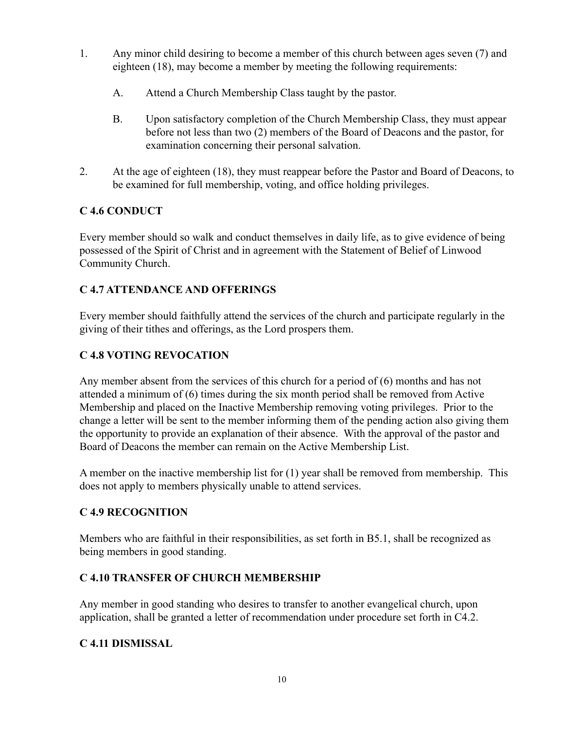1. Any minor child desiring to become a member of this church between ages seven (7) and eighteen (18), may become a member by meeting the following requirements:

    A. Attend a Church Membership Class taught by the pastor.

    B. Upon satisfactory completion of the Church Membership Class, they must appear before not less than two (2) members of the Board of Deacons and the pastor, for examination concerning their personal salvation.

2. At the age of eighteen (18), they must reappear before the Pastor and Board of Deacons, to be examined for full membership, voting, and office holding privileges.

### C 4.6 CONDUCT

Every member should so walk and conduct themselves in daily life, as to give evidence of being possessed of the Spirit of Christ and in agreement with the Statement of Belief of Linwood Community Church.

### C 4.7 ATTENDANCE AND OFFERINGS

Every member should faithfully attend the services of the church and participate regularly in the giving of their tithes and offerings, as the Lord prospers them.

### C 4.8 VOTING REVOCATION

Any member absent from the services of this church for a period of (6) months and has not attended a minimum of (6) times during the six month period shall be removed from Active Membership and placed on the Inactive Membership removing voting privileges. Prior to the change a letter will be sent to the member informing them of the pending action also giving them the opportunity to provide an explanation of their absence. With the approval of the pastor and Board of Deacons the member can remain on the Active Membership List.

A member on the inactive membership list for (1) year shall be removed from membership. This does not apply to members physically unable to attend services.

### C 4.9 RECOGNITION

Members who are faithful in their responsibilities, as set forth in B5.1, shall be recognized as being members in good standing.

### C 4.10 TRANSFER OF CHURCH MEMBERSHIP

Any member in good standing who desires to transfer to another evangelical church, upon application, shall be granted a letter of recommendation under procedure set forth in C4.2.

### C 4.11 DISMISSAL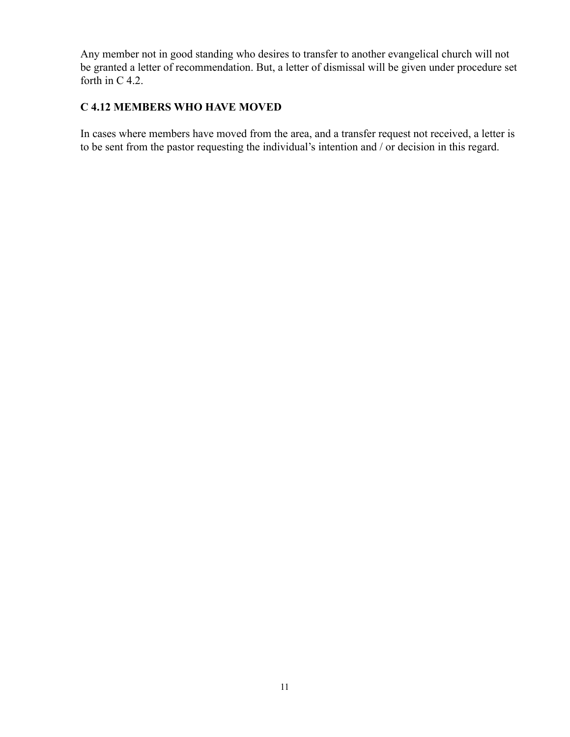Any member not in good standing who desires to transfer to another evangelical church will not be granted a letter of recommendation. But, a letter of dismissal will be given under procedure set forth in C 4.2.

### C 4.12 MEMBERS WHO HAVE MOVED

In cases where members have moved from the area, and a transfer request not received, a letter is to be sent from the pastor requesting the individual's intention and / or decision in this regard.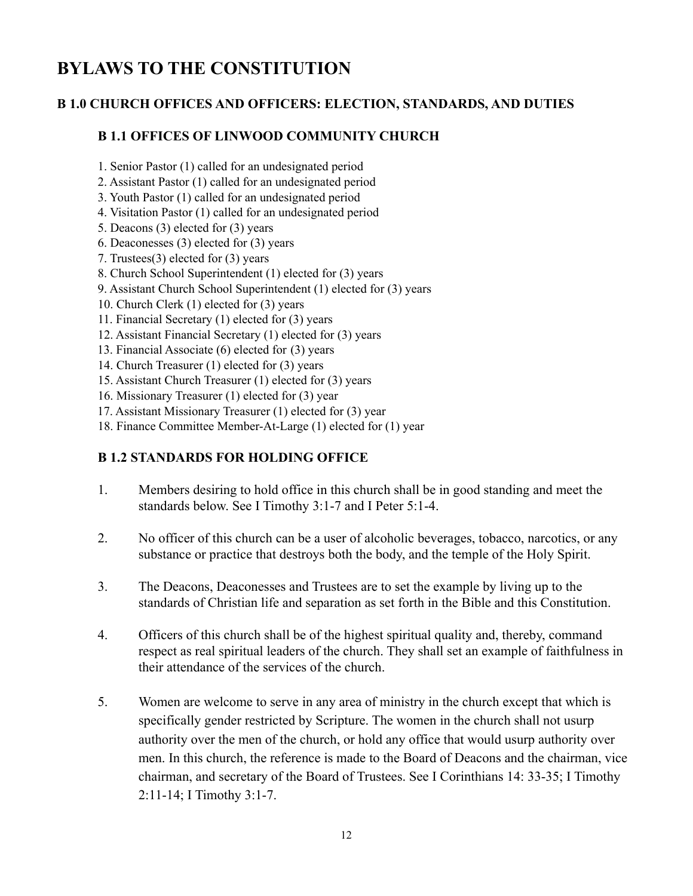# BYLAWS TO THE CONSTITUTION

## B 1.0 CHURCH OFFICES AND OFFICERS: ELECTION, STANDARDS, AND DUTIES

### B 1.1 OFFICES OF LINWOOD COMMUNITY CHURCH

1. Senior Pastor (1) called for an undesignated period
2. Assistant Pastor (1) called for an undesignated period
3. Youth Pastor (1) called for an undesignated period
4. Visitation Pastor (1) called for an undesignated period
5. Deacons (3) elected for (3) years
6. Deaconesses (3) elected for (3) years
7. Trustees(3) elected for (3) years
8. Church School Superintendent (1) elected for (3) years
9. Assistant Church School Superintendent (1) elected for (3) years
10. Church Clerk (1) elected for (3) years
11. Financial Secretary (1) elected for (3) years
12. Assistant Financial Secretary (1) elected for (3) years
13. Financial Associate (6) elected for (3) years
14. Church Treasurer (1) elected for (3) years
15. Assistant Church Treasurer (1) elected for (3) years
16. Missionary Treasurer (1) elected for (3) year
17. Assistant Missionary Treasurer (1) elected for (3) year
18. Finance Committee Member-At-Large (1) elected for (1) year

### B 1.2 STANDARDS FOR HOLDING OFFICE

1. Members desiring to hold office in this church shall be in good standing and meet the standards below. See I Timothy 3:1-7 and I Peter 5:1-4.

2. No officer of this church can be a user of alcoholic beverages, tobacco, narcotics, or any substance or practice that destroys both the body, and the temple of the Holy Spirit.

3. The Deacons, Deaconesses and Trustees are to set the example by living up to the standards of Christian life and separation as set forth in the Bible and this Constitution.

4. Officers of this church shall be of the highest spiritual quality and, thereby, command respect as real spiritual leaders of the church. They shall set an example of faithfulness in their attendance of the services of the church.

5. Women are welcome to serve in any area of ministry in the church except that which is specifically gender restricted by Scripture. The women in the church shall not usurp authority over the men of the church, or hold any office that would usurp authority over men. In this church, the reference is made to the Board of Deacons and the chairman, vice chairman, and secretary of the Board of Trustees. See I Corinthians 14: 33-35; I Timothy 2:11-14; I Timothy 3:1-7.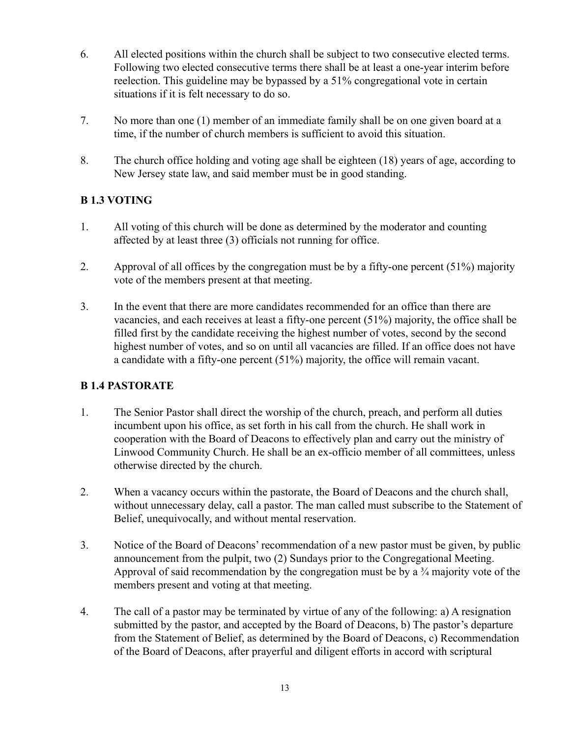6. All elected positions within the church shall be subject to two consecutive elected terms. Following two elected consecutive terms there shall be at least a one-year interim before reelection. This guideline may be bypassed by a 51% congregational vote in certain situations if it is felt necessary to do so.

7. No more than one (1) member of an immediate family shall be on one given board at a time, if the number of church members is sufficient to avoid this situation.

8. The church office holding and voting age shall be eighteen (18) years of age, according to New Jersey state law, and said member must be in good standing.

### B 1.3 VOTING

1. All voting of this church will be done as determined by the moderator and counting affected by at least three (3) officials not running for office.

2. Approval of all offices by the congregation must be by a fifty-one percent (51%) majority vote of the members present at that meeting.

3. In the event that there are more candidates recommended for an office than there are vacancies, and each receives at least a fifty-one percent (51%) majority, the office shall be filled first by the candidate receiving the highest number of votes, second by the second highest number of votes, and so on until all vacancies are filled. If an office does not have a candidate with a fifty-one percent (51%) majority, the office will remain vacant.

### B 1.4 PASTORATE

1. The Senior Pastor shall direct the worship of the church, preach, and perform all duties incumbent upon his office, as set forth in his call from the church. He shall work in cooperation with the Board of Deacons to effectively plan and carry out the ministry of Linwood Community Church. He shall be an ex-officio member of all committees, unless otherwise directed by the church.

2. When a vacancy occurs within the pastorate, the Board of Deacons and the church shall, without unnecessary delay, call a pastor. The man called must subscribe to the Statement of Belief, unequivocally, and without mental reservation.

3. Notice of the Board of Deacons' recommendation of a new pastor must be given, by public announcement from the pulpit, two (2) Sundays prior to the Congregational Meeting. Approval of said recommendation by the congregation must be by a ¾ majority vote of the members present and voting at that meeting.

4. The call of a pastor may be terminated by virtue of any of the following: a) A resignation submitted by the pastor, and accepted by the Board of Deacons, b) The pastor's departure from the Statement of Belief, as determined by the Board of Deacons, c) Recommendation of the Board of Deacons, after prayerful and diligent efforts in accord with scriptural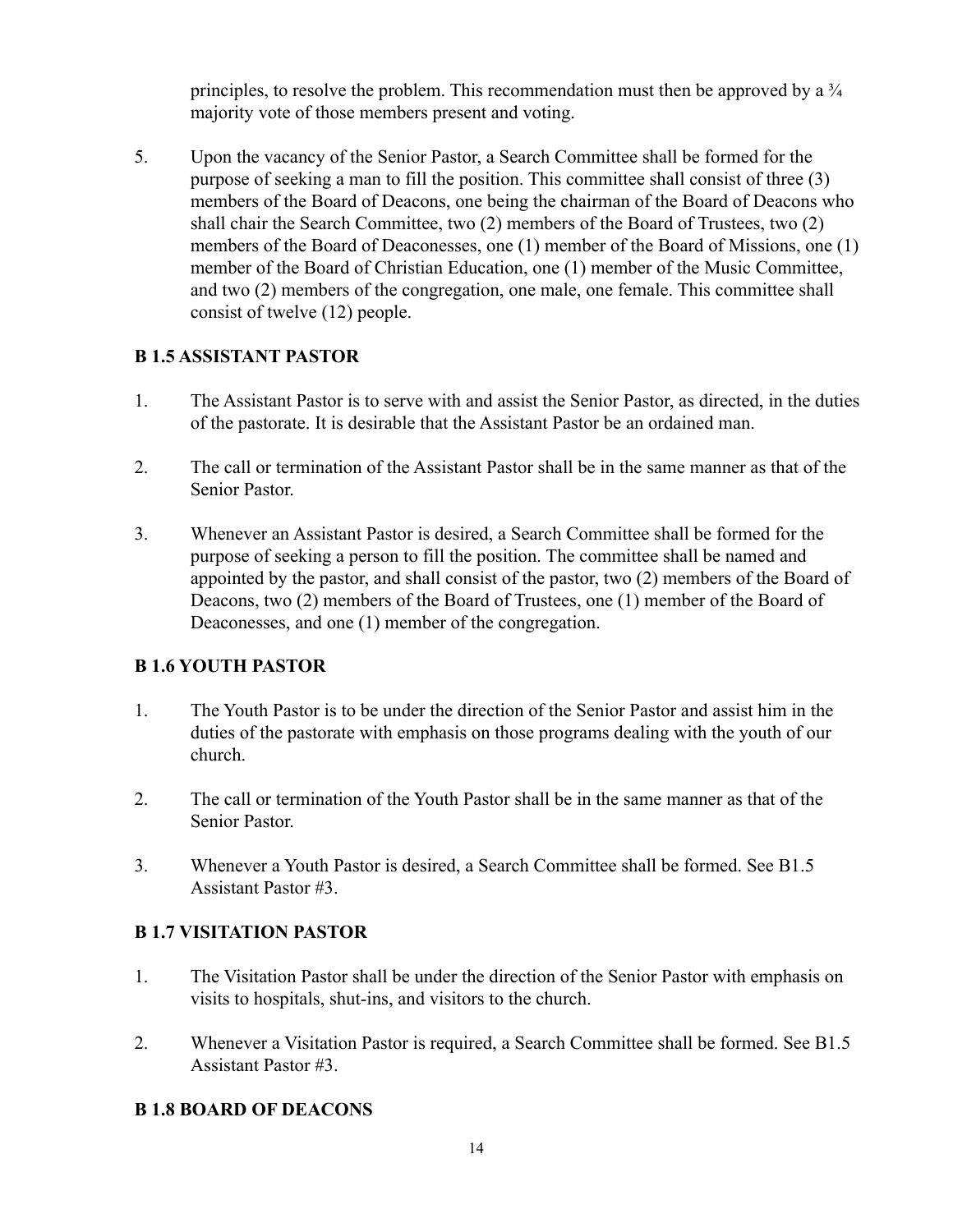principles, to resolve the problem. This recommendation must then be approved by a ¾ majority vote of those members present and voting.

5. Upon the vacancy of the Senior Pastor, a Search Committee shall be formed for the purpose of seeking a man to fill the position. This committee shall consist of three (3) members of the Board of Deacons, one being the chairman of the Board of Deacons who shall chair the Search Committee, two (2) members of the Board of Trustees, two (2) members of the Board of Deaconesses, one (1) member of the Board of Missions, one (1) member of the Board of Christian Education, one (1) member of the Music Committee, and two (2) members of the congregation, one male, one female. This committee shall consist of twelve (12) people.

**B 1.5 ASSISTANT PASTOR**

1. The Assistant Pastor is to serve with and assist the Senior Pastor, as directed, in the duties of the pastorate. It is desirable that the Assistant Pastor be an ordained man.

2. The call or termination of the Assistant Pastor shall be in the same manner as that of the Senior Pastor.

3. Whenever an Assistant Pastor is desired, a Search Committee shall be formed for the purpose of seeking a person to fill the position. The committee shall be named and appointed by the pastor, and shall consist of the pastor, two (2) members of the Board of Deacons, two (2) members of the Board of Trustees, one (1) member of the Board of Deaconesses, and one (1) member of the congregation.

**B 1.6 YOUTH PASTOR**

1. The Youth Pastor is to be under the direction of the Senior Pastor and assist him in the duties of the pastorate with emphasis on those programs dealing with the youth of our church.

2. The call or termination of the Youth Pastor shall be in the same manner as that of the Senior Pastor.

3. Whenever a Youth Pastor is desired, a Search Committee shall be formed. See B1.5 Assistant Pastor #3.

**B 1.7 VISITATION PASTOR**

1. The Visitation Pastor shall be under the direction of the Senior Pastor with emphasis on visits to hospitals, shut-ins, and visitors to the church.

2. Whenever a Visitation Pastor is required, a Search Committee shall be formed. See B1.5 Assistant Pastor #3.

**B 1.8 BOARD OF DEACONS**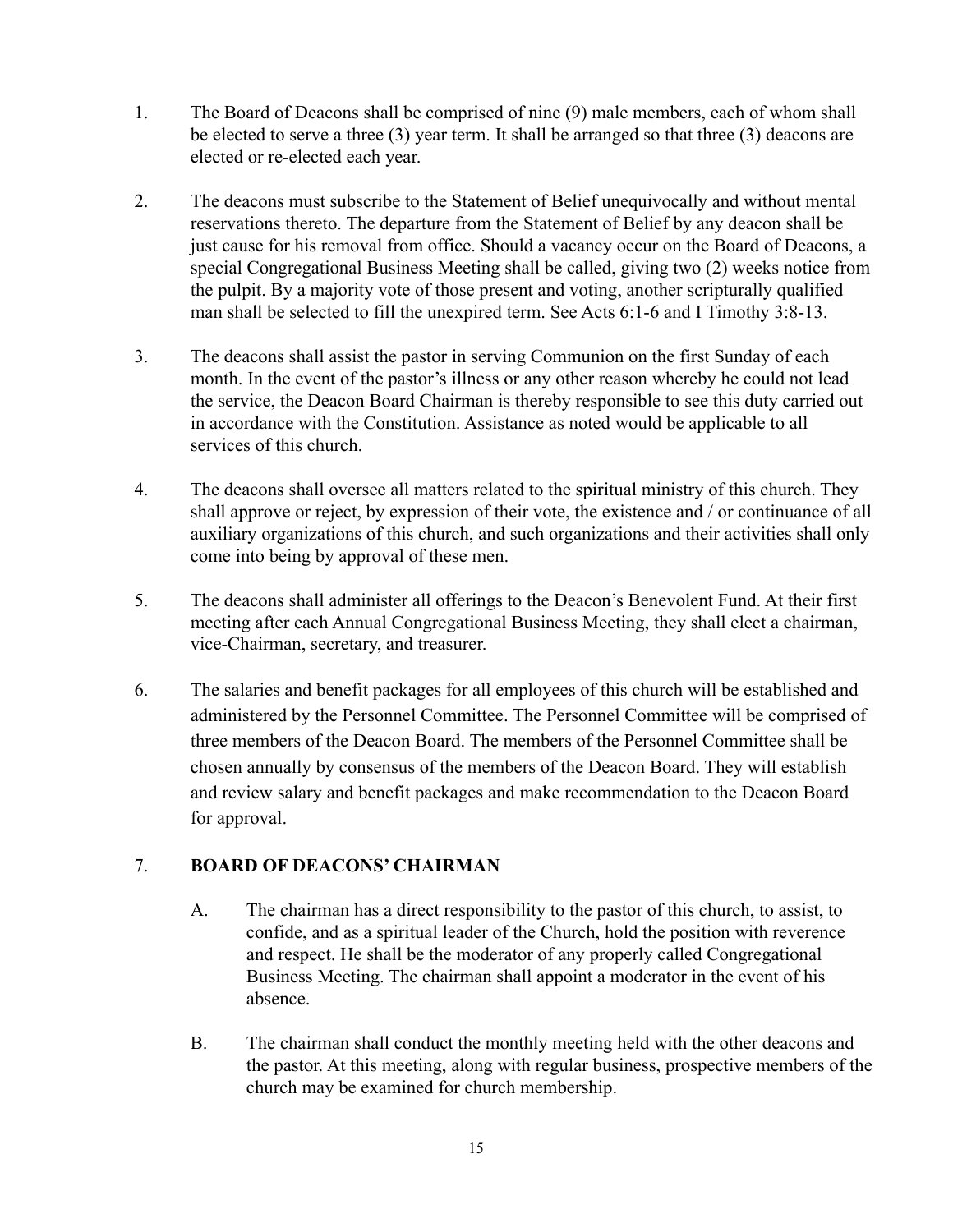1. The Board of Deacons shall be comprised of nine (9) male members, each of whom shall be elected to serve a three (3) year term. It shall be arranged so that three (3) deacons are elected or re-elected each year.

2. The deacons must subscribe to the Statement of Belief unequivocally and without mental reservations thereto. The departure from the Statement of Belief by any deacon shall be just cause for his removal from office. Should a vacancy occur on the Board of Deacons, a special Congregational Business Meeting shall be called, giving two (2) weeks notice from the pulpit. By a majority vote of those present and voting, another scripturally qualified man shall be selected to fill the unexpired term. See Acts 6:1-6 and I Timothy 3:8-13.

3. The deacons shall assist the pastor in serving Communion on the first Sunday of each month. In the event of the pastor's illness or any other reason whereby he could not lead the service, the Deacon Board Chairman is thereby responsible to see this duty carried out in accordance with the Constitution. Assistance as noted would be applicable to all services of this church.

4. The deacons shall oversee all matters related to the spiritual ministry of this church. They shall approve or reject, by expression of their vote, the existence and / or continuance of all auxiliary organizations of this church, and such organizations and their activities shall only come into being by approval of these men.

5. The deacons shall administer all offerings to the Deacon's Benevolent Fund. At their first meeting after each Annual Congregational Business Meeting, they shall elect a chairman, vice-Chairman, secretary, and treasurer.

6. The salaries and benefit packages for all employees of this church will be established and administered by the Personnel Committee. The Personnel Committee will be comprised of three members of the Deacon Board. The members of the Personnel Committee shall be chosen annually by consensus of the members of the Deacon Board. They will establish and review salary and benefit packages and make recommendation to the Deacon Board for approval.

7. **BOARD OF DEACONS' CHAIRMAN**

   A. The chairman has a direct responsibility to the pastor of this church, to assist, to confide, and as a spiritual leader of the Church, hold the position with reverence and respect. He shall be the moderator of any properly called Congregational Business Meeting. The chairman shall appoint a moderator in the event of his absence.

   B. The chairman shall conduct the monthly meeting held with the other deacons and the pastor. At this meeting, along with regular business, prospective members of the church may be examined for church membership.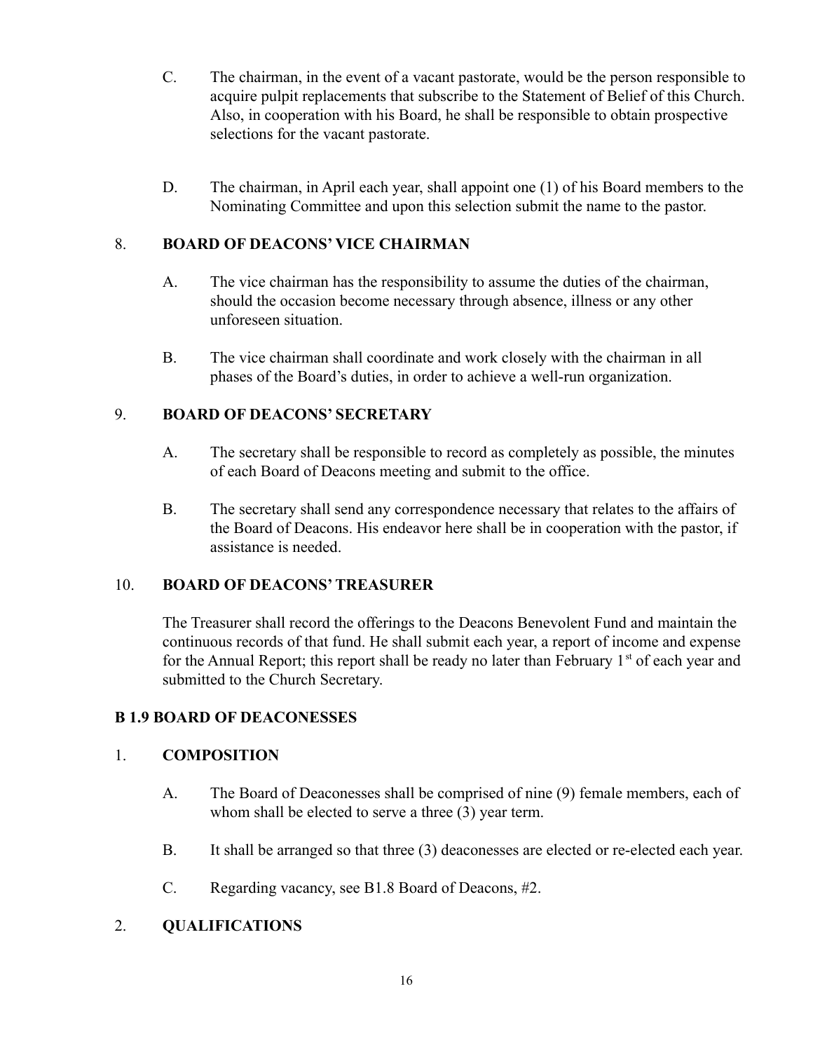C. The chairman, in the event of a vacant pastorate, would be the person responsible to acquire pulpit replacements that subscribe to the Statement of Belief of this Church. Also, in cooperation with his Board, he shall be responsible to obtain prospective selections for the vacant pastorate.

D. The chairman, in April each year, shall appoint one (1) of his Board members to the Nominating Committee and upon this selection submit the name to the pastor.

8. **BOARD OF DEACONS' VICE CHAIRMAN**

A. The vice chairman has the responsibility to assume the duties of the chairman, should the occasion become necessary through absence, illness or any other unforeseen situation.

B. The vice chairman shall coordinate and work closely with the chairman in all phases of the Board's duties, in order to achieve a well-run organization.

9. **BOARD OF DEACONS' SECRETARY**

A. The secretary shall be responsible to record as completely as possible, the minutes of each Board of Deacons meeting and submit to the office.

B. The secretary shall send any correspondence necessary that relates to the affairs of the Board of Deacons. His endeavor here shall be in cooperation with the pastor, if assistance is needed.

10. **BOARD OF DEACONS' TREASURER**

The Treasurer shall record the offerings to the Deacons Benevolent Fund and maintain the continuous records of that fund. He shall submit each year, a report of income and expense for the Annual Report; this report shall be ready no later than February 1st of each year and submitted to the Church Secretary.

**B 1.9 BOARD OF DEACONESSES**

1. **COMPOSITION**

A. The Board of Deaconesses shall be comprised of nine (9) female members, each of whom shall be elected to serve a three (3) year term.

B. It shall be arranged so that three (3) deaconesses are elected or re-elected each year.

C. Regarding vacancy, see B1.8 Board of Deacons, #2.

2. **QUALIFICATIONS**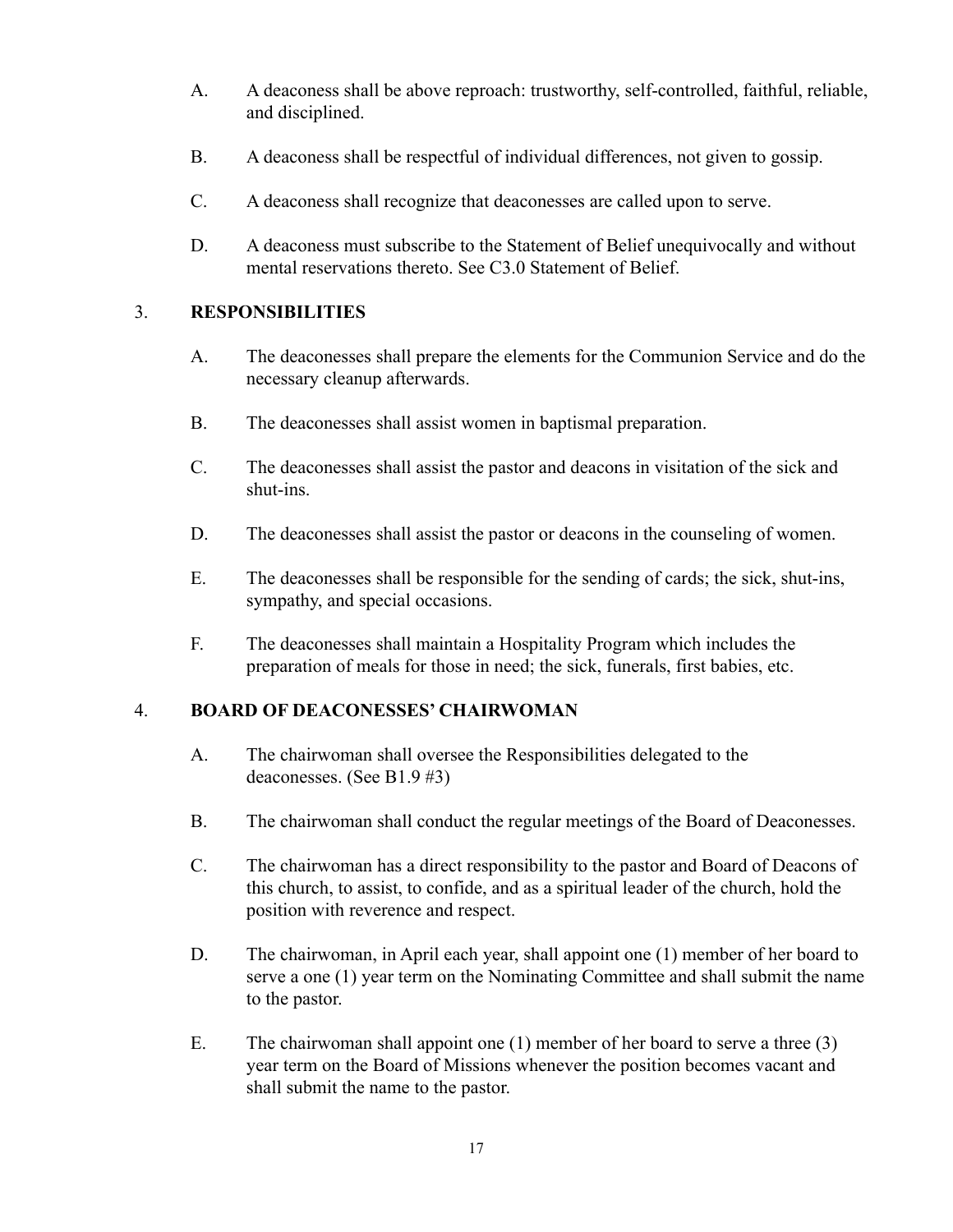A. A deaconess shall be above reproach: trustworthy, self-controlled, faithful, reliable, and disciplined.

B. A deaconess shall be respectful of individual differences, not given to gossip.

C. A deaconess shall recognize that deaconesses are called upon to serve.

D. A deaconess must subscribe to the Statement of Belief unequivocally and without mental reservations thereto. See C3.0 Statement of Belief.

## 3. RESPONSIBILITIES

A. The deaconesses shall prepare the elements for the Communion Service and do the necessary cleanup afterwards.

B. The deaconesses shall assist women in baptismal preparation.

C. The deaconesses shall assist the pastor and deacons in visitation of the sick and shut-ins.

D. The deaconesses shall assist the pastor or deacons in the counseling of women.

E. The deaconesses shall be responsible for the sending of cards; the sick, shut-ins, sympathy, and special occasions.

F. The deaconesses shall maintain a Hospitality Program which includes the preparation of meals for those in need; the sick, funerals, first babies, etc.

## 4. BOARD OF DEACONESSES' CHAIRWOMAN

A. The chairwoman shall oversee the Responsibilities delegated to the deaconesses. (See B1.9 #3)

B. The chairwoman shall conduct the regular meetings of the Board of Deaconesses.

C. The chairwoman has a direct responsibility to the pastor and Board of Deacons of this church, to assist, to confide, and as a spiritual leader of the church, hold the position with reverence and respect.

D. The chairwoman, in April each year, shall appoint one (1) member of her board to serve a one (1) year term on the Nominating Committee and shall submit the name to the pastor.

E. The chairwoman shall appoint one (1) member of her board to serve a three (3) year term on the Board of Missions whenever the position becomes vacant and shall submit the name to the pastor.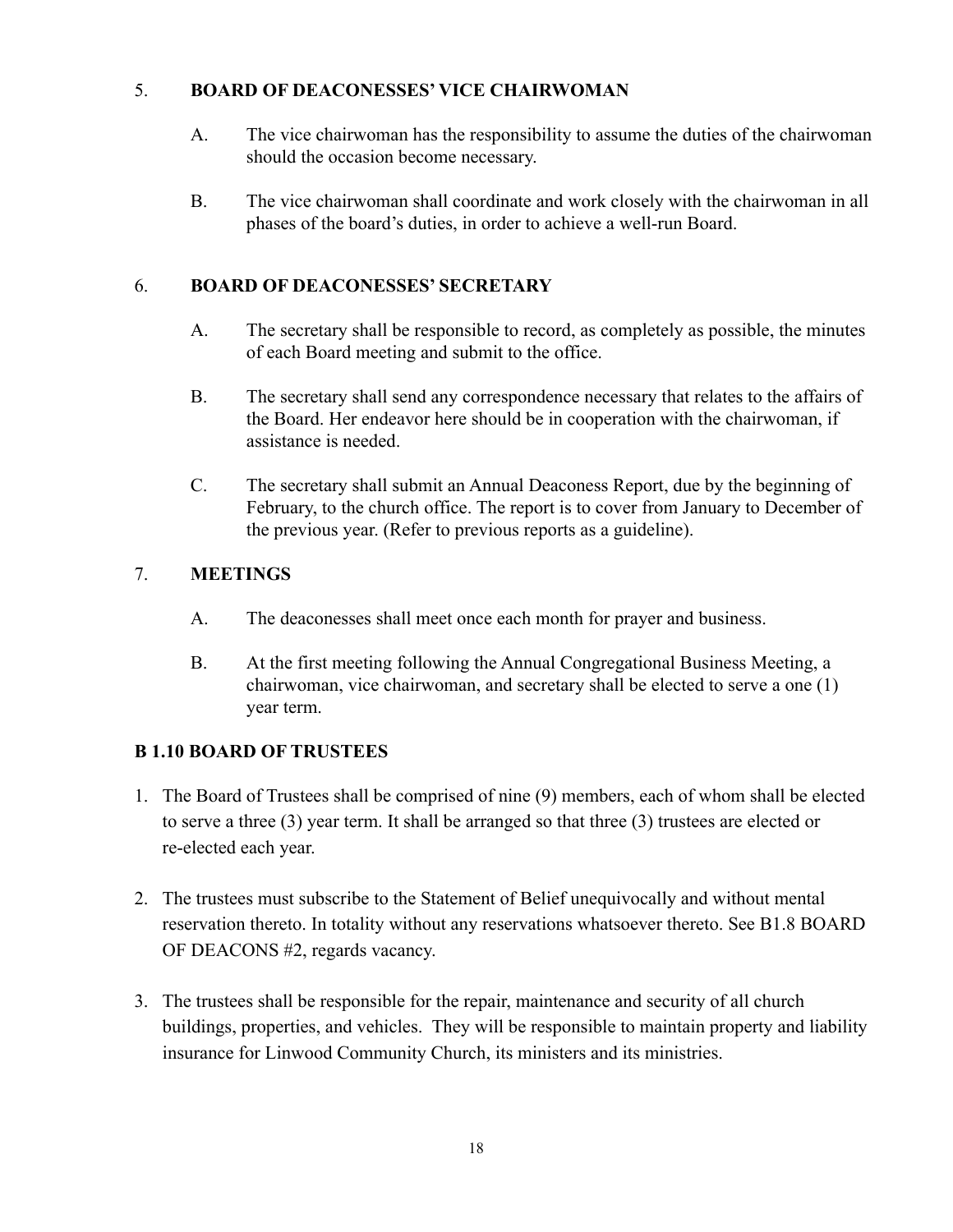5. **BOARD OF DEACONESSES' VICE CHAIRWOMAN**

   A. The vice chairwoman has the responsibility to assume the duties of the chairwoman should the occasion become necessary.

   B. The vice chairwoman shall coordinate and work closely with the chairwoman in all phases of the board's duties, in order to achieve a well-run Board.

6. **BOARD OF DEACONESSES' SECRETARY**

   A. The secretary shall be responsible to record, as completely as possible, the minutes of each Board meeting and submit to the office.

   B. The secretary shall send any correspondence necessary that relates to the affairs of the Board. Her endeavor here should be in cooperation with the chairwoman, if assistance is needed.

   C. The secretary shall submit an Annual Deaconess Report, due by the beginning of February, to the church office. The report is to cover from January to December of the previous year. (Refer to previous reports as a guideline).

7. **MEETINGS**

   A. The deaconesses shall meet once each month for prayer and business.

   B. At the first meeting following the Annual Congregational Business Meeting, a chairwoman, vice chairwoman, and secretary shall be elected to serve a one (1) year term.

**B 1.10 BOARD OF TRUSTEES**

1. The Board of Trustees shall be comprised of nine (9) members, each of whom shall be elected to serve a three (3) year term. It shall be arranged so that three (3) trustees are elected or re-elected each year.
2. The trustees must subscribe to the Statement of Belief unequivocally and without mental reservation thereto. In totality without any reservations whatsoever thereto. See B1.8 BOARD OF DEACONS #2, regards vacancy.
3. The trustees shall be responsible for the repair, maintenance and security of all church buildings, properties, and vehicles. They will be responsible to maintain property and liability insurance for Linwood Community Church, its ministers and its ministries.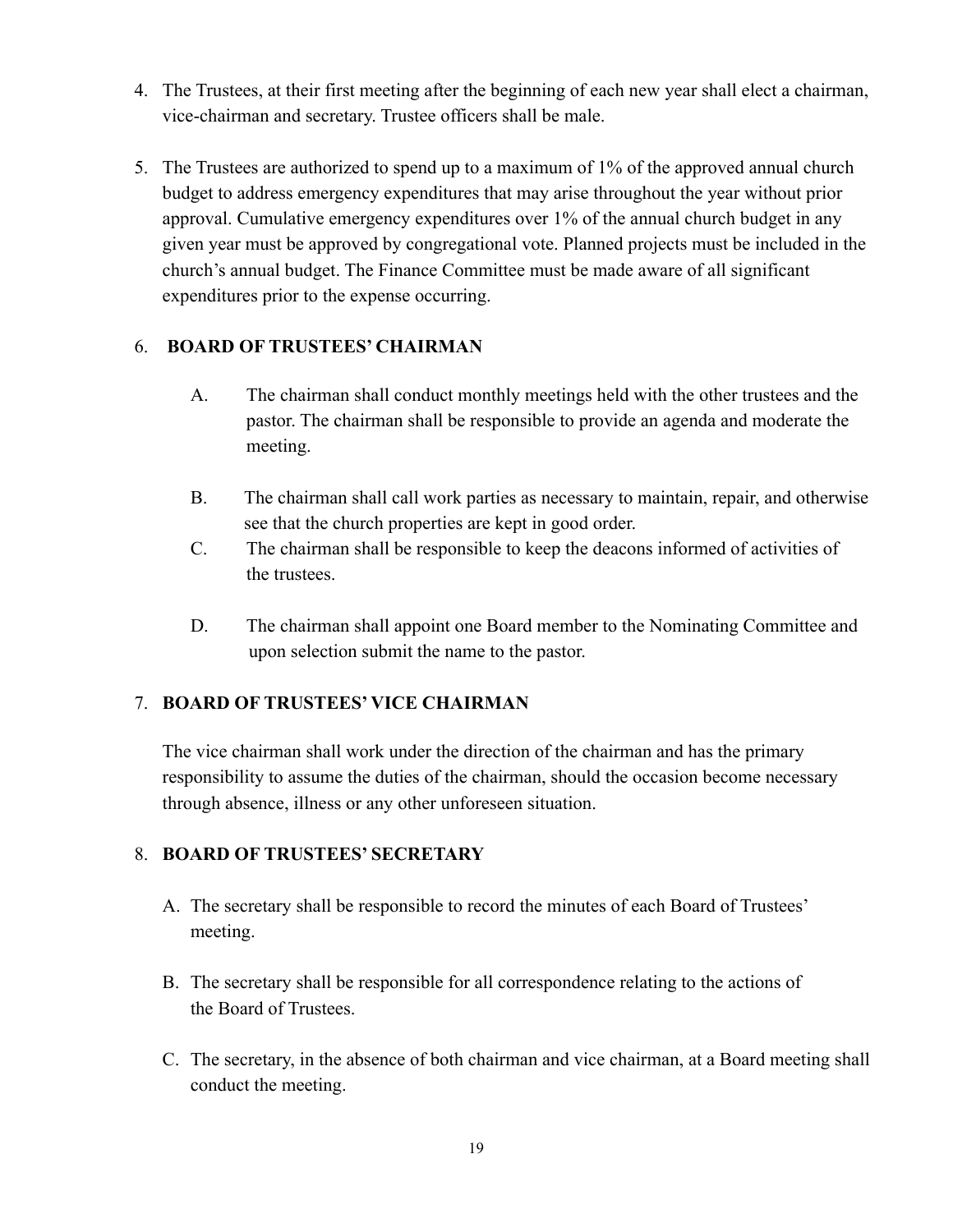4. The Trustees, at their first meeting after the beginning of each new year shall elect a chairman, vice-chairman and secretary. Trustee officers shall be male.

5. The Trustees are authorized to spend up to a maximum of 1% of the approved annual church budget to address emergency expenditures that may arise throughout the year without prior approval. Cumulative emergency expenditures over 1% of the annual church budget in any given year must be approved by congregational vote. Planned projects must be included in the church's annual budget. The Finance Committee must be made aware of all significant expenditures prior to the expense occurring.

6. **BOARD OF TRUSTEES' CHAIRMAN**

   A. The chairman shall conduct monthly meetings held with the other trustees and the pastor. The chairman shall be responsible to provide an agenda and moderate the meeting.

   B. The chairman shall call work parties as necessary to maintain, repair, and otherwise see that the church properties are kept in good order.

   C. The chairman shall be responsible to keep the deacons informed of activities of the trustees.

   D. The chairman shall appoint one Board member to the Nominating Committee and upon selection submit the name to the pastor.

7. **BOARD OF TRUSTEES' VICE CHAIRMAN**

   The vice chairman shall work under the direction of the chairman and has the primary responsibility to assume the duties of the chairman, should the occasion become necessary through absence, illness or any other unforeseen situation.

8. **BOARD OF TRUSTEES' SECRETARY**

   A. The secretary shall be responsible to record the minutes of each Board of Trustees' meeting.

   B. The secretary shall be responsible for all correspondence relating to the actions of the Board of Trustees.

   C. The secretary, in the absence of both chairman and vice chairman, at a Board meeting shall conduct the meeting.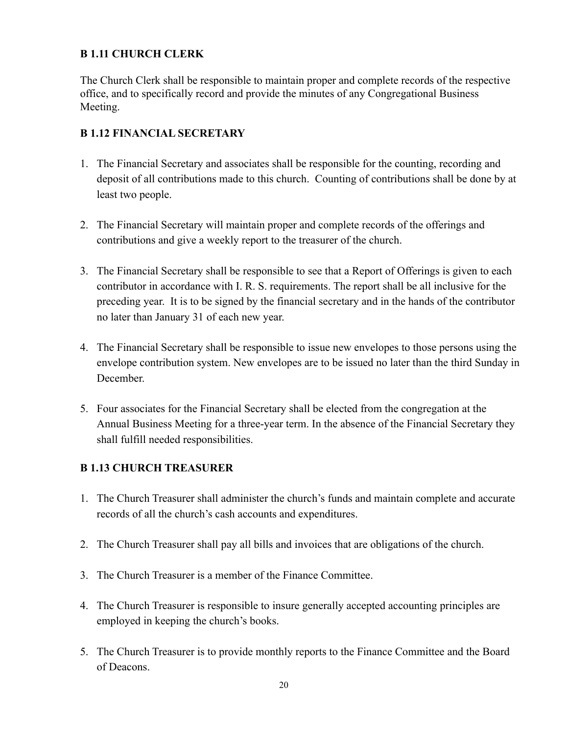**B 1.11 CHURCH CLERK**

The Church Clerk shall be responsible to maintain proper and complete records of the respective office, and to specifically record and provide the minutes of any Congregational Business Meeting.

**B 1.12 FINANCIAL SECRETARY**

1. The Financial Secretary and associates shall be responsible for the counting, recording and deposit of all contributions made to this church. Counting of contributions shall be done by at least two people.

2. The Financial Secretary will maintain proper and complete records of the offerings and contributions and give a weekly report to the treasurer of the church.

3. The Financial Secretary shall be responsible to see that a Report of Offerings is given to each contributor in accordance with I. R. S. requirements. The report shall be all inclusive for the preceding year. It is to be signed by the financial secretary and in the hands of the contributor no later than January 31 of each new year.

4. The Financial Secretary shall be responsible to issue new envelopes to those persons using the envelope contribution system. New envelopes are to be issued no later than the third Sunday in December.

5. Four associates for the Financial Secretary shall be elected from the congregation at the Annual Business Meeting for a three-year term. In the absence of the Financial Secretary they shall fulfill needed responsibilities.

**B 1.13 CHURCH TREASURER**

1. The Church Treasurer shall administer the church's funds and maintain complete and accurate records of all the church's cash accounts and expenditures.

2. The Church Treasurer shall pay all bills and invoices that are obligations of the church.

3. The Church Treasurer is a member of the Finance Committee.

4. The Church Treasurer is responsible to insure generally accepted accounting principles are employed in keeping the church's books.

5. The Church Treasurer is to provide monthly reports to the Finance Committee and the Board of Deacons.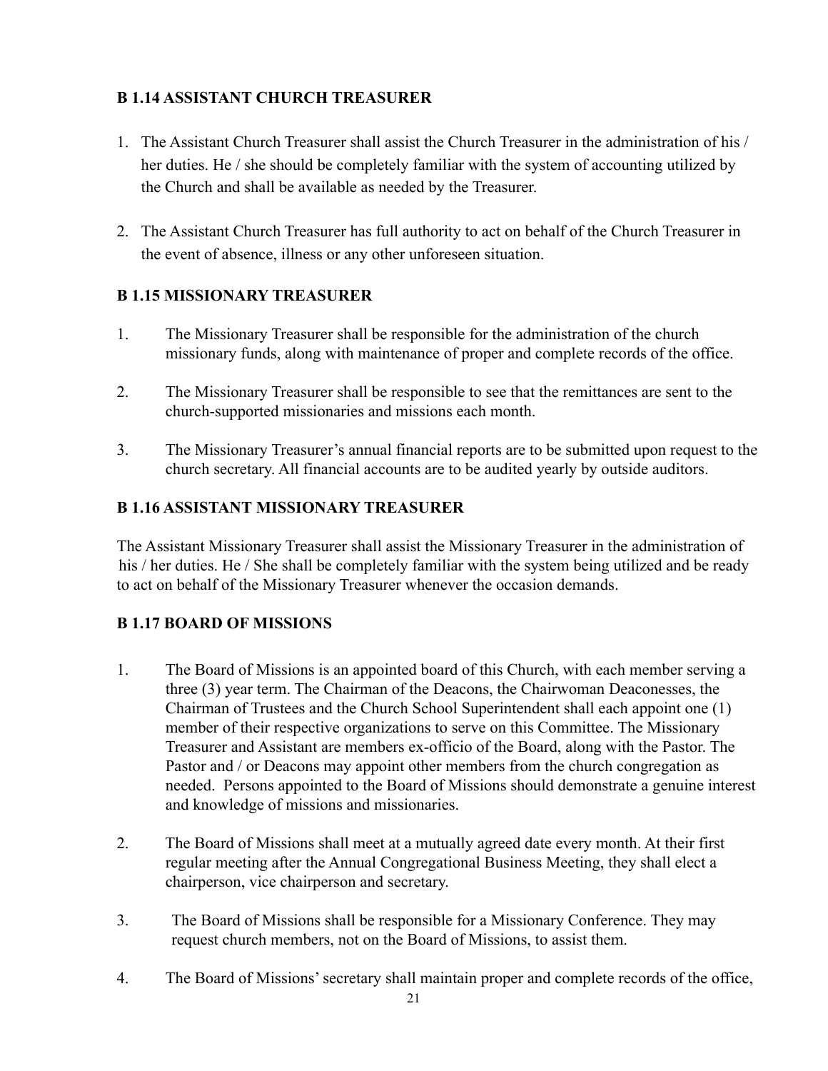**B 1.14 ASSISTANT CHURCH TREASURER**

1. The Assistant Church Treasurer shall assist the Church Treasurer in the administration of his / her duties. He / she should be completely familiar with the system of accounting utilized by the Church and shall be available as needed by the Treasurer.

2. The Assistant Church Treasurer has full authority to act on behalf of the Church Treasurer in the event of absence, illness or any other unforeseen situation.

**B 1.15 MISSIONARY TREASURER**

1. The Missionary Treasurer shall be responsible for the administration of the church missionary funds, along with maintenance of proper and complete records of the office.

2. The Missionary Treasurer shall be responsible to see that the remittances are sent to the church-supported missionaries and missions each month.

3. The Missionary Treasurer's annual financial reports are to be submitted upon request to the church secretary. All financial accounts are to be audited yearly by outside auditors.

**B 1.16 ASSISTANT MISSIONARY TREASURER**

The Assistant Missionary Treasurer shall assist the Missionary Treasurer in the administration of his / her duties. He / She shall be completely familiar with the system being utilized and be ready to act on behalf of the Missionary Treasurer whenever the occasion demands.

**B 1.17 BOARD OF MISSIONS**

1. The Board of Missions is an appointed board of this Church, with each member serving a three (3) year term. The Chairman of the Deacons, the Chairwoman Deaconesses, the Chairman of Trustees and the Church School Superintendent shall each appoint one (1) member of their respective organizations to serve on this Committee. The Missionary Treasurer and Assistant are members ex-officio of the Board, along with the Pastor. The Pastor and / or Deacons may appoint other members from the church congregation as needed. Persons appointed to the Board of Missions should demonstrate a genuine interest and knowledge of missions and missionaries.

2. The Board of Missions shall meet at a mutually agreed date every month. At their first regular meeting after the Annual Congregational Business Meeting, they shall elect a chairperson, vice chairperson and secretary.

3. The Board of Missions shall be responsible for a Missionary Conference. They may request church members, not on the Board of Missions, to assist them.

4. The Board of Missions' secretary shall maintain proper and complete records of the office,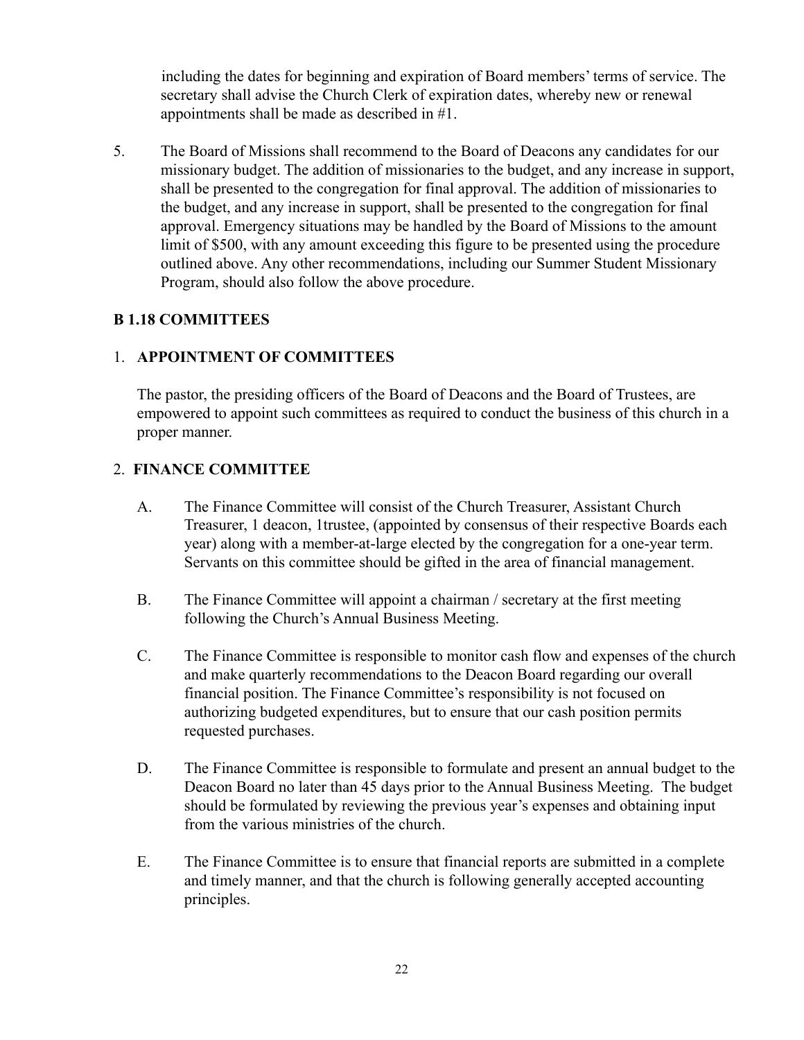including the dates for beginning and expiration of Board members' terms of service. The secretary shall advise the Church Clerk of expiration dates, whereby new or renewal appointments shall be made as described in #1.

5. The Board of Missions shall recommend to the Board of Deacons any candidates for our missionary budget. The addition of missionaries to the budget, and any increase in support, shall be presented to the congregation for final approval. The addition of missionaries to the budget, and any increase in support, shall be presented to the congregation for final approval. Emergency situations may be handled by the Board of Missions to the amount limit of $500, with any amount exceeding this figure to be presented using the procedure outlined above. Any other recommendations, including our Summer Student Missionary Program, should also follow the above procedure.

**B 1.18 COMMITTEES**

1. **APPOINTMENT OF COMMITTEES**

   The pastor, the presiding officers of the Board of Deacons and the Board of Trustees, are empowered to appoint such committees as required to conduct the business of this church in a proper manner.

2. **FINANCE COMMITTEE**

   A. The Finance Committee will consist of the Church Treasurer, Assistant Church Treasurer, 1 deacon, 1trustee, (appointed by consensus of their respective Boards each year) along with a member-at-large elected by the congregation for a one-year term. Servants on this committee should be gifted in the area of financial management.

   B. The Finance Committee will appoint a chairman / secretary at the first meeting following the Church's Annual Business Meeting.

   C. The Finance Committee is responsible to monitor cash flow and expenses of the church and make quarterly recommendations to the Deacon Board regarding our overall financial position. The Finance Committee's responsibility is not focused on authorizing budgeted expenditures, but to ensure that our cash position permits requested purchases.

   D. The Finance Committee is responsible to formulate and present an annual budget to the Deacon Board no later than 45 days prior to the Annual Business Meeting. The budget should be formulated by reviewing the previous year's expenses and obtaining input from the various ministries of the church.

   E. The Finance Committee is to ensure that financial reports are submitted in a complete and timely manner, and that the church is following generally accepted accounting principles.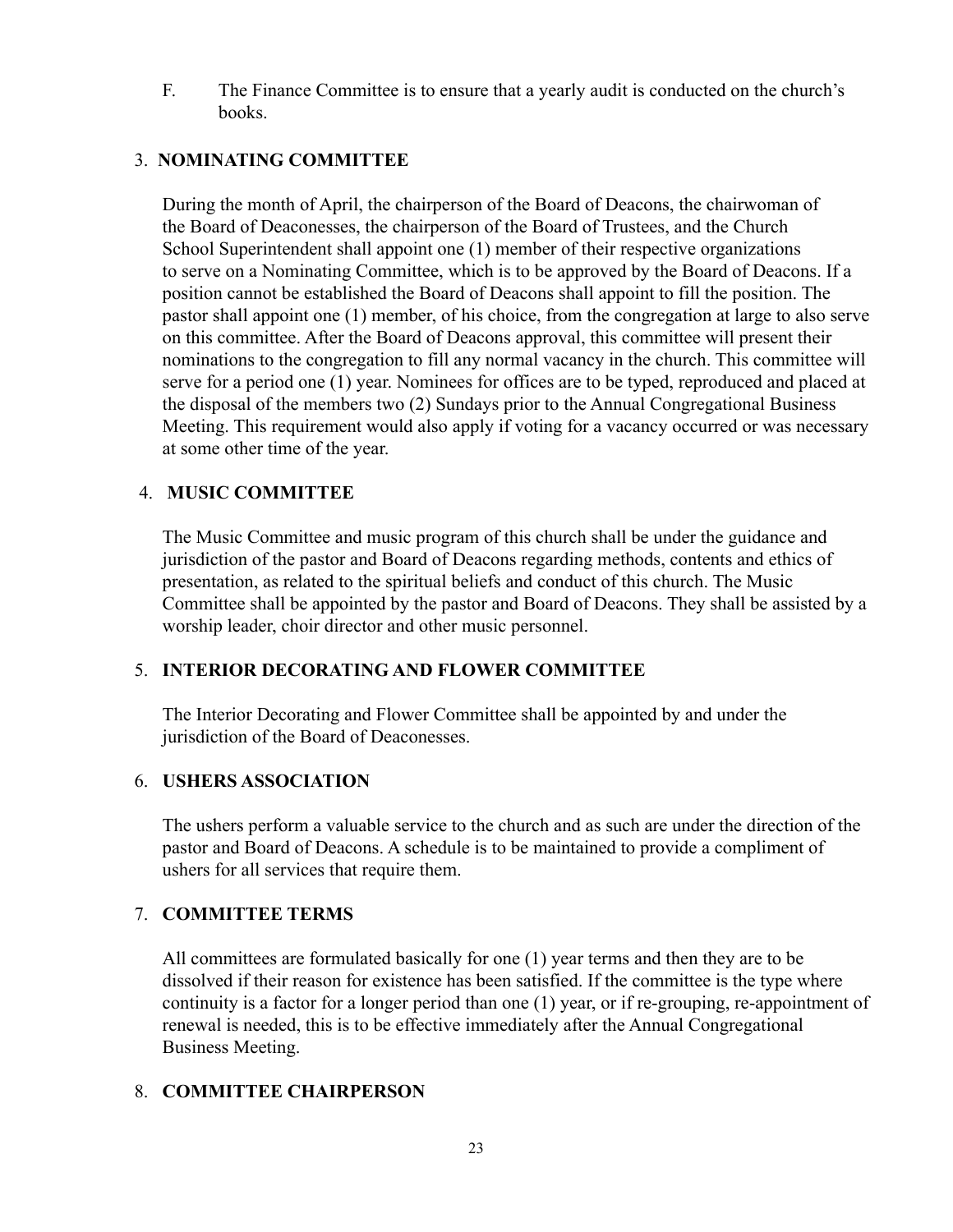F. The Finance Committee is to ensure that a yearly audit is conducted on the church's books.

### 3. NOMINATING COMMITTEE

During the month of April, the chairperson of the Board of Deacons, the chairwoman of the Board of Deaconesses, the chairperson of the Board of Trustees, and the Church School Superintendent shall appoint one (1) member of their respective organizations to serve on a Nominating Committee, which is to be approved by the Board of Deacons. If a position cannot be established the Board of Deacons shall appoint to fill the position. The pastor shall appoint one (1) member, of his choice, from the congregation at large to also serve on this committee. After the Board of Deacons approval, this committee will present their nominations to the congregation to fill any normal vacancy in the church. This committee will serve for a period one (1) year. Nominees for offices are to be typed, reproduced and placed at the disposal of the members two (2) Sundays prior to the Annual Congregational Business Meeting. This requirement would also apply if voting for a vacancy occurred or was necessary at some other time of the year.

### 4. MUSIC COMMITTEE

The Music Committee and music program of this church shall be under the guidance and jurisdiction of the pastor and Board of Deacons regarding methods, contents and ethics of presentation, as related to the spiritual beliefs and conduct of this church. The Music Committee shall be appointed by the pastor and Board of Deacons. They shall be assisted by a worship leader, choir director and other music personnel.

### 5. INTERIOR DECORATING AND FLOWER COMMITTEE

The Interior Decorating and Flower Committee shall be appointed by and under the jurisdiction of the Board of Deaconesses.

### 6. USHERS ASSOCIATION

The ushers perform a valuable service to the church and as such are under the direction of the pastor and Board of Deacons. A schedule is to be maintained to provide a compliment of ushers for all services that require them.

### 7. COMMITTEE TERMS

All committees are formulated basically for one (1) year terms and then they are to be dissolved if their reason for existence has been satisfied. If the committee is the type where continuity is a factor for a longer period than one (1) year, or if re-grouping, re-appointment of renewal is needed, this is to be effective immediately after the Annual Congregational Business Meeting.

### 8. COMMITTEE CHAIRPERSON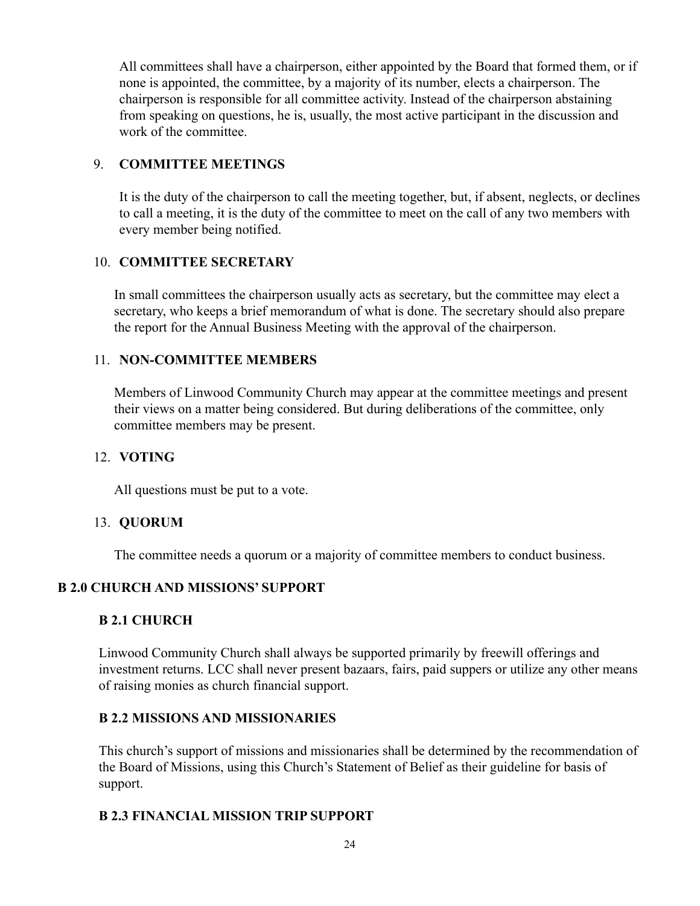All committees shall have a chairperson, either appointed by the Board that formed them, or if none is appointed, the committee, by a majority of its number, elects a chairperson. The chairperson is responsible for all committee activity. Instead of the chairperson abstaining from speaking on questions, he is, usually, the most active participant in the discussion and work of the committee.

9. **COMMITTEE MEETINGS**

   It is the duty of the chairperson to call the meeting together, but, if absent, neglects, or declines to call a meeting, it is the duty of the committee to meet on the call of any two members with every member being notified.

10. **COMMITTEE SECRETARY**

    In small committees the chairperson usually acts as secretary, but the committee may elect a secretary, who keeps a brief memorandum of what is done. The secretary should also prepare the report for the Annual Business Meeting with the approval of the chairperson.

11. **NON-COMMITTEE MEMBERS**

    Members of Linwood Community Church may appear at the committee meetings and present their views on a matter being considered. But during deliberations of the committee, only committee members may be present.

12. **VOTING**

    All questions must be put to a vote.

13. **QUORUM**

    The committee needs a quorum or a majority of committee members to conduct business.

## B 2.0 CHURCH AND MISSIONS' SUPPORT

### B 2.1 CHURCH

Linwood Community Church shall always be supported primarily by freewill offerings and investment returns. LCC shall never present bazaars, fairs, paid suppers or utilize any other means of raising monies as church financial support.

### B 2.2 MISSIONS AND MISSIONARIES

This church's support of missions and missionaries shall be determined by the recommendation of the Board of Missions, using this Church's Statement of Belief as their guideline for basis of support.

### B 2.3 FINANCIAL MISSION TRIP SUPPORT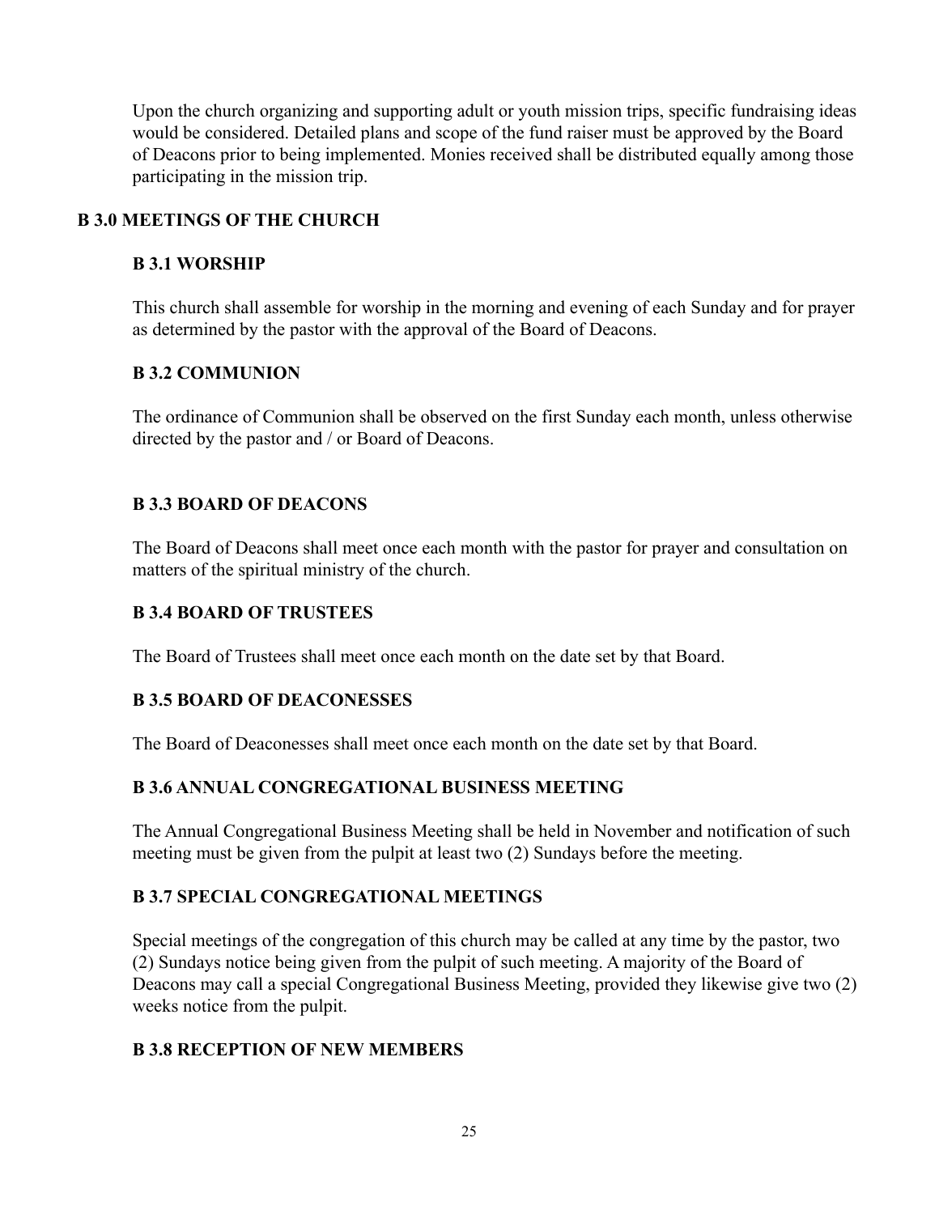Upon the church organizing and supporting adult or youth mission trips, specific fundraising ideas would be considered. Detailed plans and scope of the fund raiser must be approved by the Board of Deacons prior to being implemented. Monies received shall be distributed equally among those participating in the mission trip.

## B 3.0 MEETINGS OF THE CHURCH

### B 3.1 WORSHIP

This church shall assemble for worship in the morning and evening of each Sunday and for prayer as determined by the pastor with the approval of the Board of Deacons.

### B 3.2 COMMUNION

The ordinance of Communion shall be observed on the first Sunday each month, unless otherwise directed by the pastor and / or Board of Deacons.

### B 3.3 BOARD OF DEACONS

The Board of Deacons shall meet once each month with the pastor for prayer and consultation on matters of the spiritual ministry of the church.

### B 3.4 BOARD OF TRUSTEES

The Board of Trustees shall meet once each month on the date set by that Board.

### B 3.5 BOARD OF DEACONESSES

The Board of Deaconesses shall meet once each month on the date set by that Board.

### B 3.6 ANNUAL CONGREGATIONAL BUSINESS MEETING

The Annual Congregational Business Meeting shall be held in November and notification of such meeting must be given from the pulpit at least two (2) Sundays before the meeting.

### B 3.7 SPECIAL CONGREGATIONAL MEETINGS

Special meetings of the congregation of this church may be called at any time by the pastor, two (2) Sundays notice being given from the pulpit of such meeting. A majority of the Board of Deacons may call a special Congregational Business Meeting, provided they likewise give two (2) weeks notice from the pulpit.

### B 3.8 RECEPTION OF NEW MEMBERS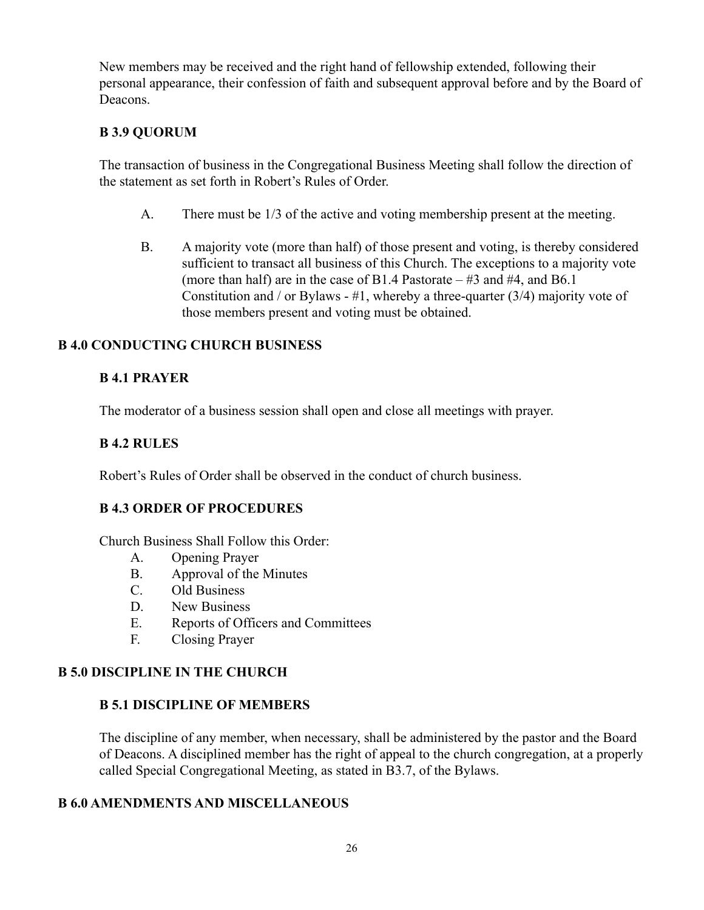New members may be received and the right hand of fellowship extended, following their personal appearance, their confession of faith and subsequent approval before and by the Board of Deacons.

### B 3.9 QUORUM

The transaction of business in the Congregational Business Meeting shall follow the direction of the statement as set forth in Robert's Rules of Order.

A. There must be 1/3 of the active and voting membership present at the meeting.

B. A majority vote (more than half) of those present and voting, is thereby considered sufficient to transact all business of this Church. The exceptions to a majority vote (more than half) are in the case of B1.4 Pastorate – #3 and #4, and B6.1 Constitution and / or Bylaws - #1, whereby a three-quarter (3/4) majority vote of those members present and voting must be obtained.

## B 4.0 CONDUCTING CHURCH BUSINESS

### B 4.1 PRAYER

The moderator of a business session shall open and close all meetings with prayer.

### B 4.2 RULES

Robert's Rules of Order shall be observed in the conduct of church business.

### B 4.3 ORDER OF PROCEDURES

Church Business Shall Follow this Order:

A. Opening Prayer
B. Approval of the Minutes
C. Old Business
D. New Business
E. Reports of Officers and Committees
F. Closing Prayer

## B 5.0 DISCIPLINE IN THE CHURCH

### B 5.1 DISCIPLINE OF MEMBERS

The discipline of any member, when necessary, shall be administered by the pastor and the Board of Deacons. A disciplined member has the right of appeal to the church congregation, at a properly called Special Congregational Meeting, as stated in B3.7, of the Bylaws.

## B 6.0 AMENDMENTS AND MISCELLANEOUS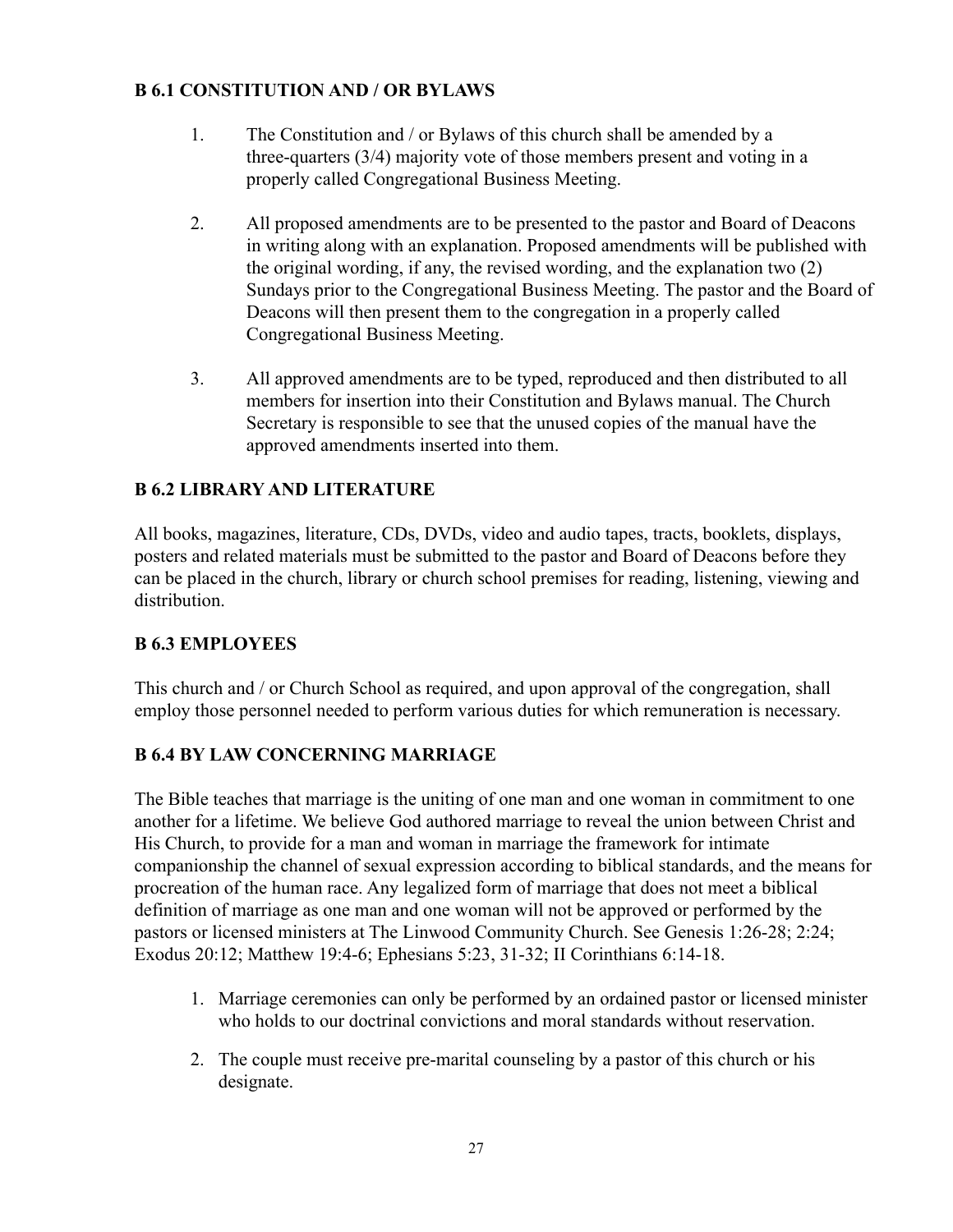### B 6.1 CONSTITUTION AND / OR BYLAWS

1. The Constitution and / or Bylaws of this church shall be amended by a three-quarters (3/4) majority vote of those members present and voting in a properly called Congregational Business Meeting.

2. All proposed amendments are to be presented to the pastor and Board of Deacons in writing along with an explanation. Proposed amendments will be published with the original wording, if any, the revised wording, and the explanation two (2) Sundays prior to the Congregational Business Meeting. The pastor and the Board of Deacons will then present them to the congregation in a properly called Congregational Business Meeting.

3. All approved amendments are to be typed, reproduced and then distributed to all members for insertion into their Constitution and Bylaws manual. The Church Secretary is responsible to see that the unused copies of the manual have the approved amendments inserted into them.

### B 6.2 LIBRARY AND LITERATURE

All books, magazines, literature, CDs, DVDs, video and audio tapes, tracts, booklets, displays, posters and related materials must be submitted to the pastor and Board of Deacons before they can be placed in the church, library or church school premises for reading, listening, viewing and distribution.

### B 6.3 EMPLOYEES

This church and / or Church School as required, and upon approval of the congregation, shall employ those personnel needed to perform various duties for which remuneration is necessary.

### B 6.4 BY LAW CONCERNING MARRIAGE

The Bible teaches that marriage is the uniting of one man and one woman in commitment to one another for a lifetime. We believe God authored marriage to reveal the union between Christ and His Church, to provide for a man and woman in marriage the framework for intimate companionship the channel of sexual expression according to biblical standards, and the means for procreation of the human race. Any legalized form of marriage that does not meet a biblical definition of marriage as one man and one woman will not be approved or performed by the pastors or licensed ministers at The Linwood Community Church. See Genesis 1:26-28; 2:24; Exodus 20:12; Matthew 19:4-6; Ephesians 5:23, 31-32; II Corinthians 6:14-18.

1. Marriage ceremonies can only be performed by an ordained pastor or licensed minister who holds to our doctrinal convictions and moral standards without reservation.

2. The couple must receive pre-marital counseling by a pastor of this church or his designate.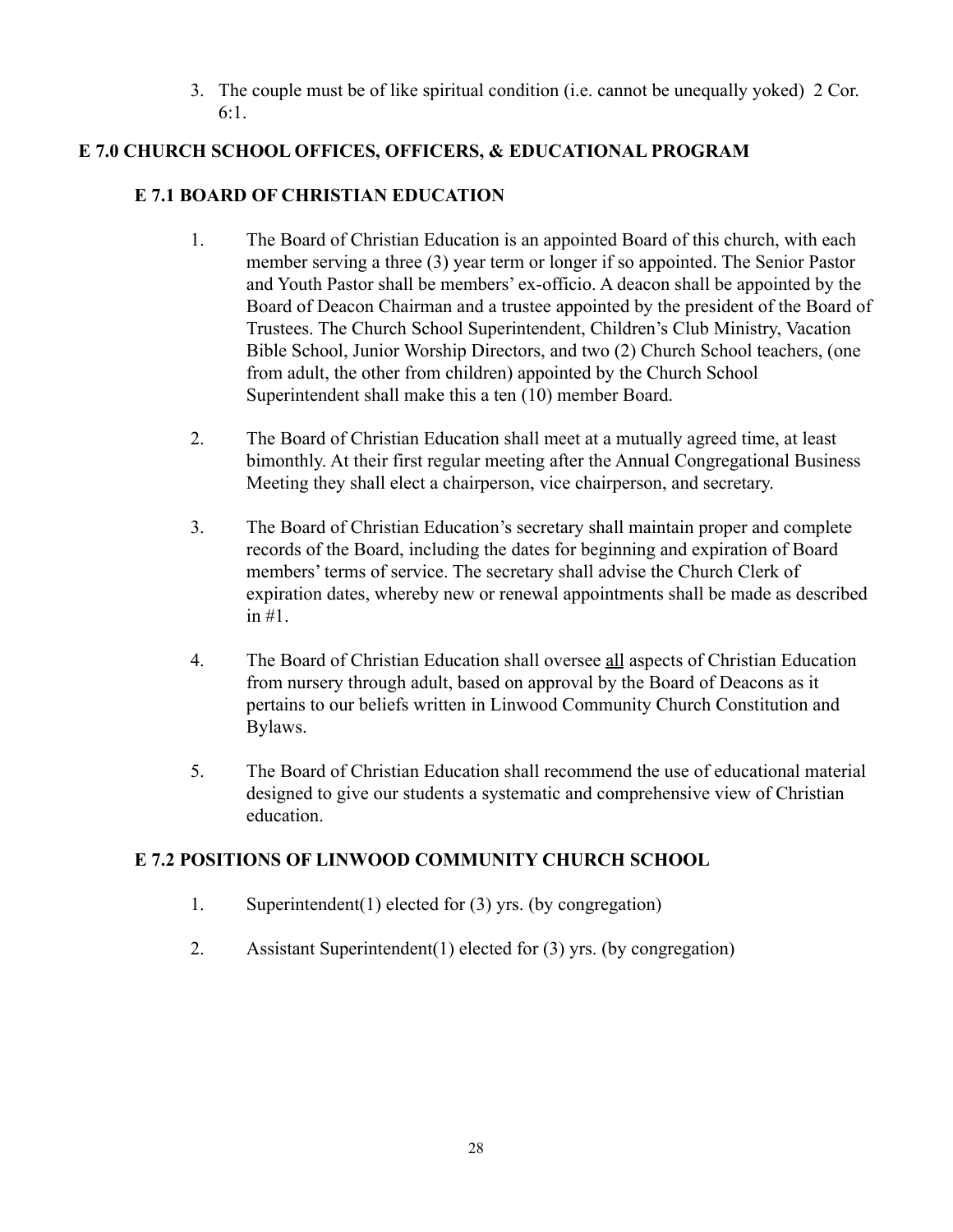3. The couple must be of like spiritual condition (i.e. cannot be unequally yoked) 2 Cor. 6:1.

## E 7.0 CHURCH SCHOOL OFFICES, OFFICERS, & EDUCATIONAL PROGRAM

### E 7.1 BOARD OF CHRISTIAN EDUCATION

1. The Board of Christian Education is an appointed Board of this church, with each member serving a three (3) year term or longer if so appointed. The Senior Pastor and Youth Pastor shall be members' ex-officio. A deacon shall be appointed by the Board of Deacon Chairman and a trustee appointed by the president of the Board of Trustees. The Church School Superintendent, Children's Club Ministry, Vacation Bible School, Junior Worship Directors, and two (2) Church School teachers, (one from adult, the other from children) appointed by the Church School Superintendent shall make this a ten (10) member Board.

2. The Board of Christian Education shall meet at a mutually agreed time, at least bimonthly. At their first regular meeting after the Annual Congregational Business Meeting they shall elect a chairperson, vice chairperson, and secretary.

3. The Board of Christian Education's secretary shall maintain proper and complete records of the Board, including the dates for beginning and expiration of Board members' terms of service. The secretary shall advise the Church Clerk of expiration dates, whereby new or renewal appointments shall be made as described in #1.

4. The Board of Christian Education shall oversee <u>all</u> aspects of Christian Education from nursery through adult, based on approval by the Board of Deacons as it pertains to our beliefs written in Linwood Community Church Constitution and Bylaws.

5. The Board of Christian Education shall recommend the use of educational material designed to give our students a systematic and comprehensive view of Christian education.

### E 7.2 POSITIONS OF LINWOOD COMMUNITY CHURCH SCHOOL

1. Superintendent(1) elected for (3) yrs. (by congregation)

2. Assistant Superintendent(1) elected for (3) yrs. (by congregation)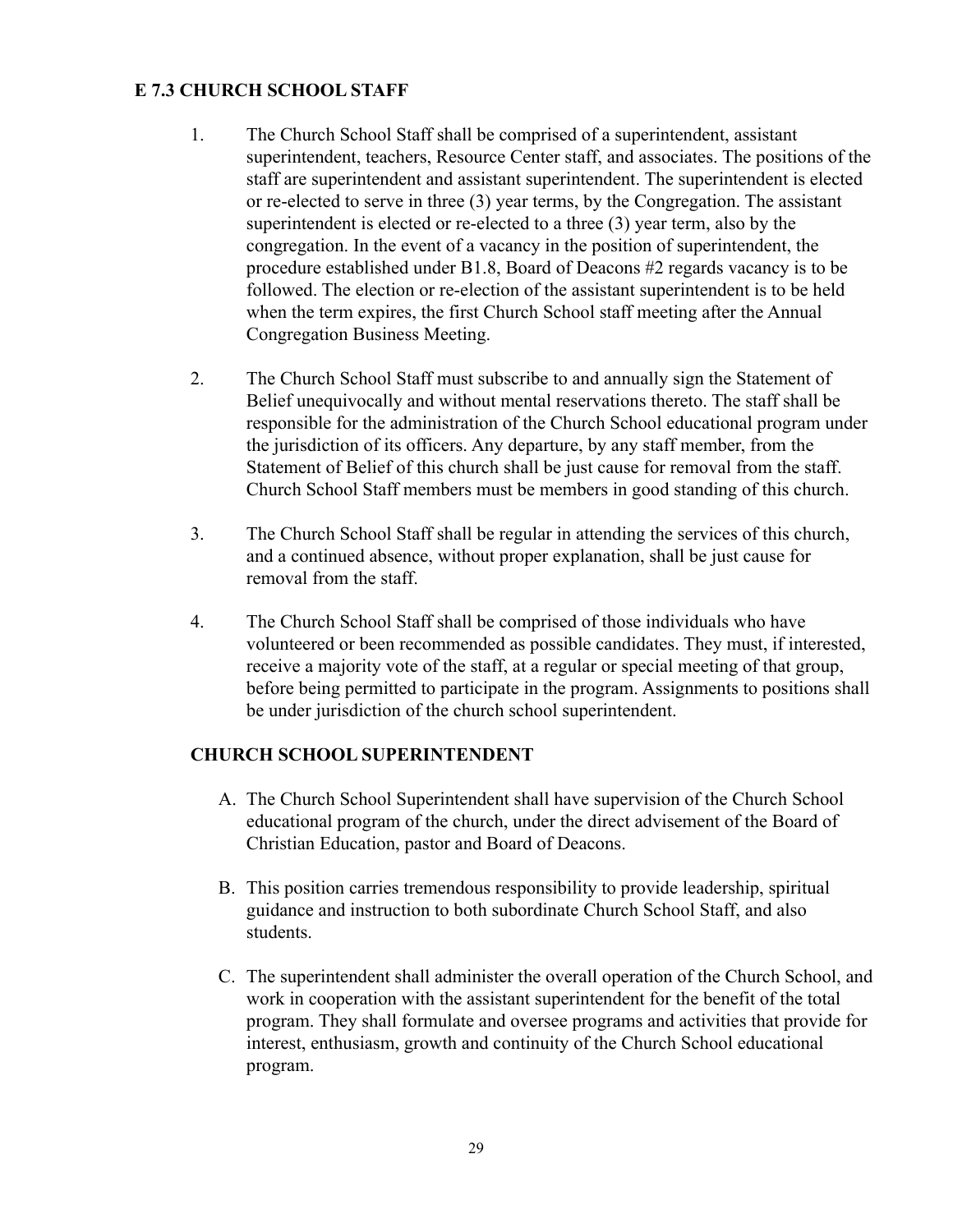### E 7.3 CHURCH SCHOOL STAFF

1. The Church School Staff shall be comprised of a superintendent, assistant superintendent, teachers, Resource Center staff, and associates. The positions of the staff are superintendent and assistant superintendent. The superintendent is elected or re-elected to serve in three (3) year terms, by the Congregation. The assistant superintendent is elected or re-elected to a three (3) year term, also by the congregation. In the event of a vacancy in the position of superintendent, the procedure established under B1.8, Board of Deacons #2 regards vacancy is to be followed. The election or re-election of the assistant superintendent is to be held when the term expires, the first Church School staff meeting after the Annual Congregation Business Meeting.

2. The Church School Staff must subscribe to and annually sign the Statement of Belief unequivocally and without mental reservations thereto. The staff shall be responsible for the administration of the Church School educational program under the jurisdiction of its officers. Any departure, by any staff member, from the Statement of Belief of this church shall be just cause for removal from the staff. Church School Staff members must be members in good standing of this church.

3. The Church School Staff shall be regular in attending the services of this church, and a continued absence, without proper explanation, shall be just cause for removal from the staff.

4. The Church School Staff shall be comprised of those individuals who have volunteered or been recommended as possible candidates. They must, if interested, receive a majority vote of the staff, at a regular or special meeting of that group, before being permitted to participate in the program. Assignments to positions shall be under jurisdiction of the church school superintendent.

#### CHURCH SCHOOL SUPERINTENDENT

A. The Church School Superintendent shall have supervision of the Church School educational program of the church, under the direct advisement of the Board of Christian Education, pastor and Board of Deacons.

B. This position carries tremendous responsibility to provide leadership, spiritual guidance and instruction to both subordinate Church School Staff, and also students.

C. The superintendent shall administer the overall operation of the Church School, and work in cooperation with the assistant superintendent for the benefit of the total program. They shall formulate and oversee programs and activities that provide for interest, enthusiasm, growth and continuity of the Church School educational program.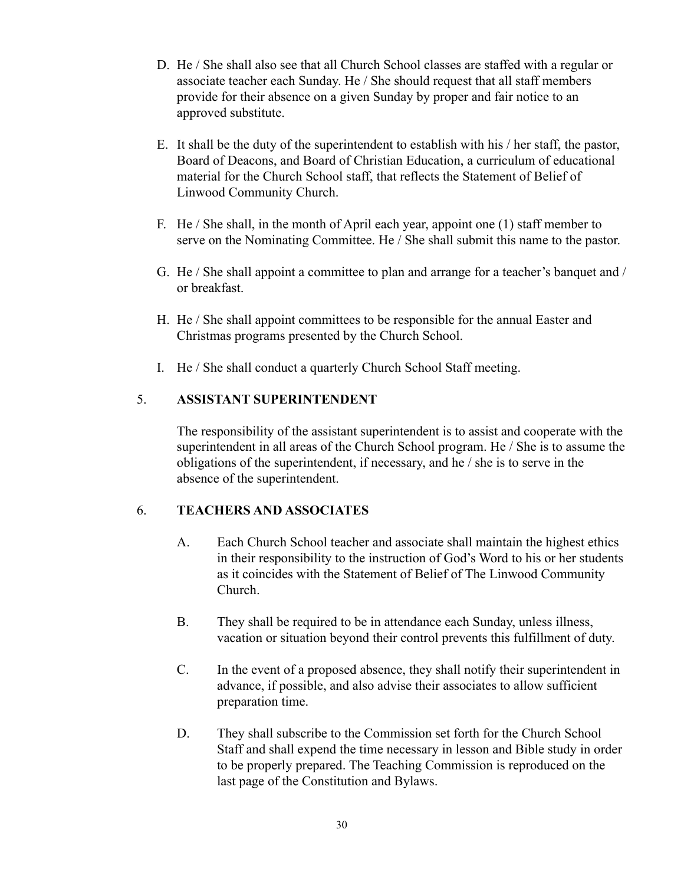D. He / She shall also see that all Church School classes are staffed with a regular or associate teacher each Sunday. He / She should request that all staff members provide for their absence on a given Sunday by proper and fair notice to an approved substitute.

E. It shall be the duty of the superintendent to establish with his / her staff, the pastor, Board of Deacons, and Board of Christian Education, a curriculum of educational material for the Church School staff, that reflects the Statement of Belief of Linwood Community Church.

F. He / She shall, in the month of April each year, appoint one (1) staff member to serve on the Nominating Committee. He / She shall submit this name to the pastor.

G. He / She shall appoint a committee to plan and arrange for a teacher's banquet and / or breakfast.

H. He / She shall appoint committees to be responsible for the annual Easter and Christmas programs presented by the Church School.

I. He / She shall conduct a quarterly Church School Staff meeting.

5. **ASSISTANT SUPERINTENDENT**

The responsibility of the assistant superintendent is to assist and cooperate with the superintendent in all areas of the Church School program. He / She is to assume the obligations of the superintendent, if necessary, and he / she is to serve in the absence of the superintendent.

6. **TEACHERS AND ASSOCIATES**

A. Each Church School teacher and associate shall maintain the highest ethics in their responsibility to the instruction of God's Word to his or her students as it coincides with the Statement of Belief of The Linwood Community Church.

B. They shall be required to be in attendance each Sunday, unless illness, vacation or situation beyond their control prevents this fulfillment of duty.

C. In the event of a proposed absence, they shall notify their superintendent in advance, if possible, and also advise their associates to allow sufficient preparation time.

D. They shall subscribe to the Commission set forth for the Church School Staff and shall expend the time necessary in lesson and Bible study in order to be properly prepared. The Teaching Commission is reproduced on the last page of the Constitution and Bylaws.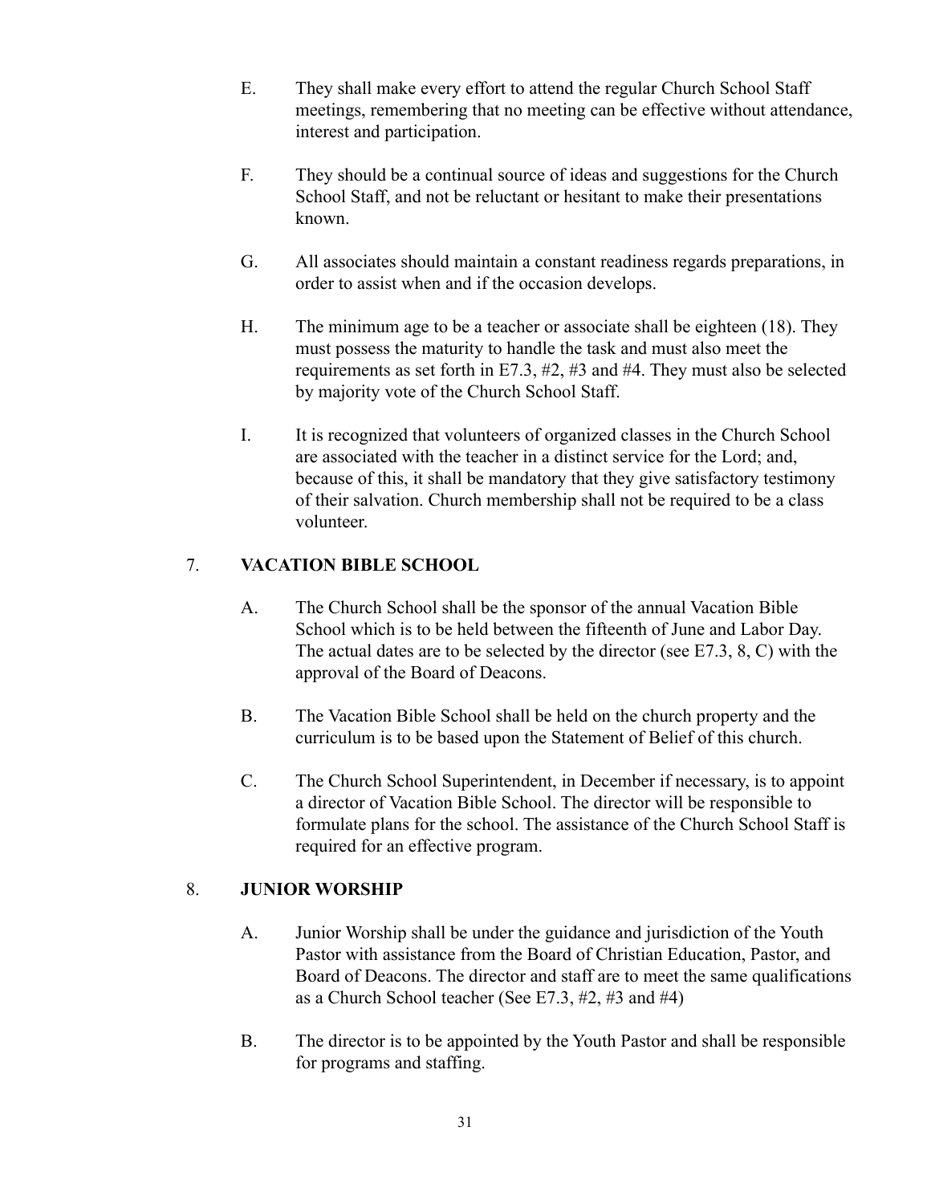E. They shall make every effort to attend the regular Church School Staff meetings, remembering that no meeting can be effective without attendance, interest and participation.

F. They should be a continual source of ideas and suggestions for the Church School Staff, and not be reluctant or hesitant to make their presentations known.

G. All associates should maintain a constant readiness regards preparations, in order to assist when and if the occasion develops.

H. The minimum age to be a teacher or associate shall be eighteen (18). They must possess the maturity to handle the task and must also meet the requirements as set forth in E7.3, #2, #3 and #4. They must also be selected by majority vote of the Church School Staff.

I. It is recognized that volunteers of organized classes in the Church School are associated with the teacher in a distinct service for the Lord; and, because of this, it shall be mandatory that they give satisfactory testimony of their salvation. Church membership shall not be required to be a class volunteer.

## 7. VACATION BIBLE SCHOOL

A. The Church School shall be the sponsor of the annual Vacation Bible School which is to be held between the fifteenth of June and Labor Day. The actual dates are to be selected by the director (see E7.3, 8, C) with the approval of the Board of Deacons.

B. The Vacation Bible School shall be held on the church property and the curriculum is to be based upon the Statement of Belief of this church.

C. The Church School Superintendent, in December if necessary, is to appoint a director of Vacation Bible School. The director will be responsible to formulate plans for the school. The assistance of the Church School Staff is required for an effective program.

## 8. JUNIOR WORSHIP

A. Junior Worship shall be under the guidance and jurisdiction of the Youth Pastor with assistance from the Board of Christian Education, Pastor, and Board of Deacons. The director and staff are to meet the same qualifications as a Church School teacher (See E7.3, #2, #3 and #4)

B. The director is to be appointed by the Youth Pastor and shall be responsible for programs and staffing.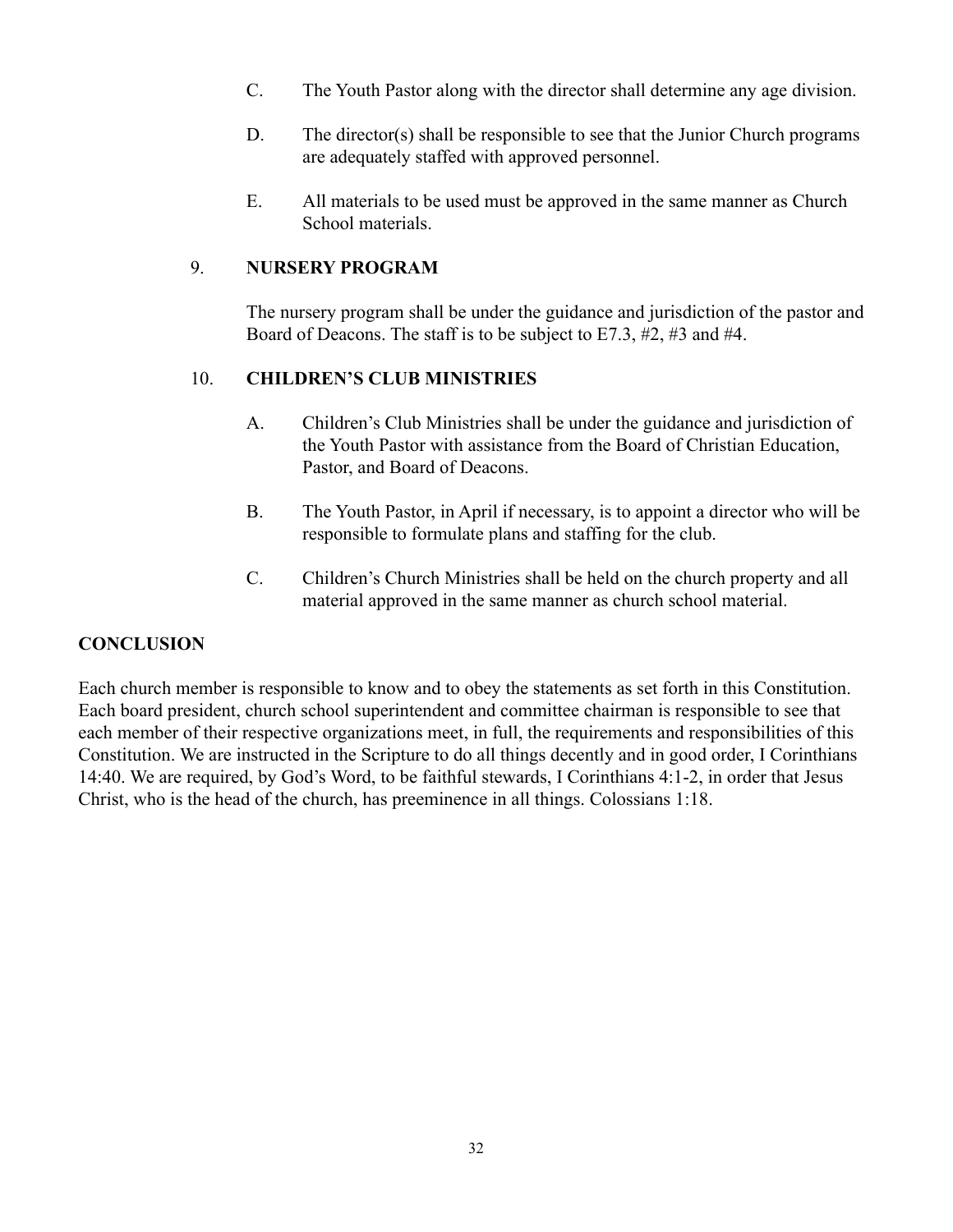C. The Youth Pastor along with the director shall determine any age division.

D. The director(s) shall be responsible to see that the Junior Church programs are adequately staffed with approved personnel.

E. All materials to be used must be approved in the same manner as Church School materials.

9. **NURSERY PROGRAM**

The nursery program shall be under the guidance and jurisdiction of the pastor and Board of Deacons. The staff is to be subject to E7.3, #2, #3 and #4.

10. **CHILDREN'S CLUB MINISTRIES**

A. Children's Club Ministries shall be under the guidance and jurisdiction of the Youth Pastor with assistance from the Board of Christian Education, Pastor, and Board of Deacons.

B. The Youth Pastor, in April if necessary, is to appoint a director who will be responsible to formulate plans and staffing for the club.

C. Children's Church Ministries shall be held on the church property and all material approved in the same manner as church school material.

## CONCLUSION

Each church member is responsible to know and to obey the statements as set forth in this Constitution. Each board president, church school superintendent and committee chairman is responsible to see that each member of their respective organizations meet, in full, the requirements and responsibilities of this Constitution. We are instructed in the Scripture to do all things decently and in good order, I Corinthians 14:40. We are required, by God's Word, to be faithful stewards, I Corinthians 4:1-2, in order that Jesus Christ, who is the head of the church, has preeminence in all things. Colossians 1:18.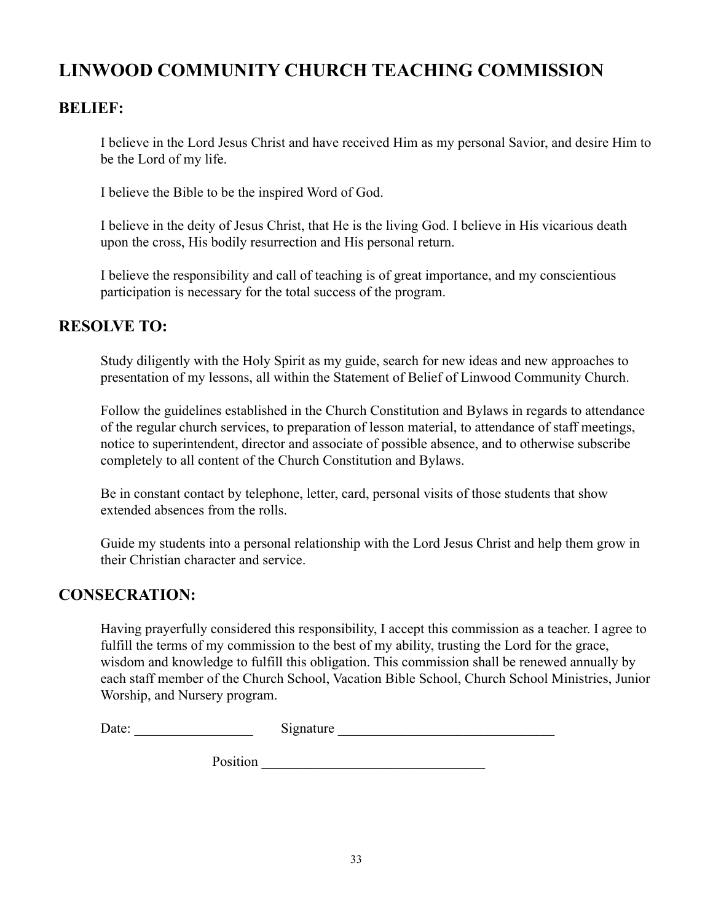# LINWOOD COMMUNITY CHURCH TEACHING COMMISSION

## BELIEF:

I believe in the Lord Jesus Christ and have received Him as my personal Savior, and desire Him to be the Lord of my life.

I believe the Bible to be the inspired Word of God.

I believe in the deity of Jesus Christ, that He is the living God. I believe in His vicarious death upon the cross, His bodily resurrection and His personal return.

I believe the responsibility and call of teaching is of great importance, and my conscientious participation is necessary for the total success of the program.

## RESOLVE TO:

Study diligently with the Holy Spirit as my guide, search for new ideas and new approaches to presentation of my lessons, all within the Statement of Belief of Linwood Community Church.

Follow the guidelines established in the Church Constitution and Bylaws in regards to attendance of the regular church services, to preparation of lesson material, to attendance of staff meetings, notice to superintendent, director and associate of possible absence, and to otherwise subscribe completely to all content of the Church Constitution and Bylaws.

Be in constant contact by telephone, letter, card, personal visits of those students that show extended absences from the rolls.

Guide my students into a personal relationship with the Lord Jesus Christ and help them grow in their Christian character and service.

## CONSECRATION:

Having prayerfully considered this responsibility, I accept this commission as a teacher. I agree to fulfill the terms of my commission to the best of my ability, trusting the Lord for the grace, wisdom and knowledge to fulfill this obligation. This commission shall be renewed annually by each staff member of the Church School, Vacation Bible School, Church School Ministries, Junior Worship, and Nursery program.

Date: _________________ Signature _______________________________

Position _______________________________